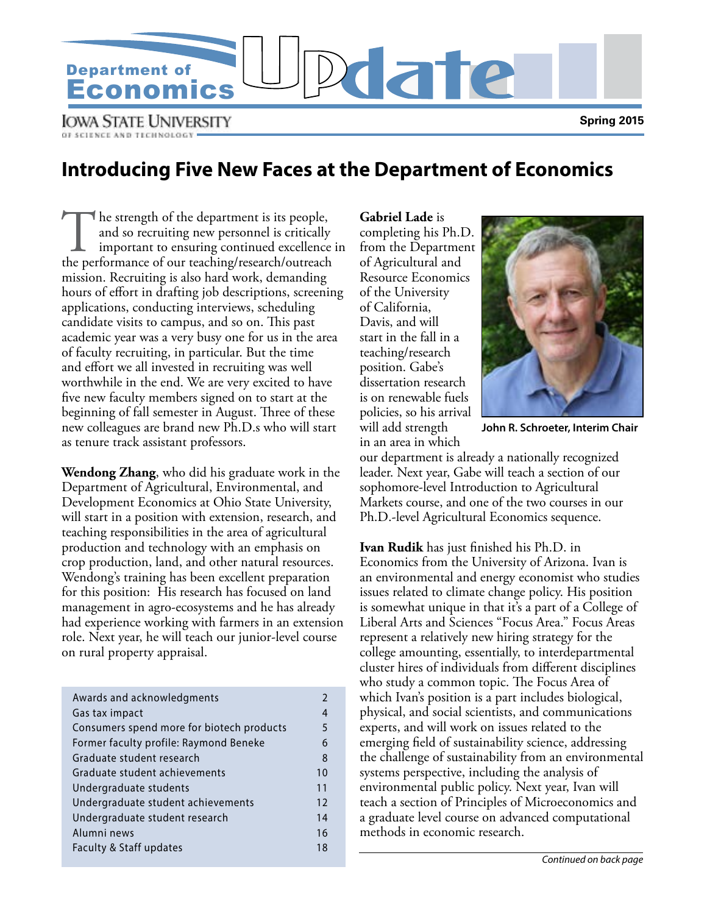# Department of Economics Update

Iowa State University of Science and Technology

Spring 2015

## Introducing Five New Faces at the Department of Economics

The strength of the department is its people, and so recruiting new personnel is critically important to ensuring continued excellence in the performance of our teaching/research/outreach mission. Recruiting is also hard work, demanding hours of effort in drafting job descriptions, screening applications, conducting interviews, scheduling candidate visits to campus, and so on. This past academic year was a very busy one for us in the area of faculty recruiting, in particular. But the time and effort we all invested in recruiting was well worthwhile in the end. We are very excited to have five new faculty members signed on to start at the beginning of fall semester in August. Three of these new colleagues are brand new Ph.D.s who will start as tenure track assistant professors.

**Wendong Zhang**, who did his graduate work in the Department of Agricultural, Environmental, and Development Economics at Ohio State University, will start in a position with extension, research, and teaching responsibilities in the area of agricultural production and technology with an emphasis on crop production, land, and other natural resources. Wendong's training has been excellent preparation for this position: His research has focused on land management in agro-ecosystems and he has already had experience working with farmers in an extension role. Next year, he will teach our junior-level course on rural property appraisal.

| | |
|---|---|
| Awards and acknowledgments | 2 |
| Gas tax impact | 4 |
| Consumers spend more for biotech products | 5 |
| Former faculty profile: Raymond Beneke | 6 |
| Graduate student research | 8 |
| Graduate student achievements | 10 |
| Undergraduate students | 11 |
| Undergraduate student achievements | 12 |
| Undergraduate student research | 14 |
| Alumni news | 16 |
| Faculty & Staff updates | 18 |

**Gabriel Lade** is completing his Ph.D. from the Department of Agricultural and Resource Economics of the University of California, Davis, and will start in the fall in a teaching/research position. Gabe's dissertation research is on renewable fuels policies, so his arrival will add strength in an area in which our department is already a nationally recognized leader. Next year, Gabe will teach a section of our sophomore-level Introduction to Agricultural Markets course, and one of the two courses in our Ph.D.-level Agricultural Economics sequence.

**John R. Schroeter, Interim Chair**

**Ivan Rudik** has just finished his Ph.D. in Economics from the University of Arizona. Ivan is an environmental and energy economist who studies issues related to climate change policy. His position is somewhat unique in that it's a part of a College of Liberal Arts and Sciences "Focus Area." Focus Areas represent a relatively new hiring strategy for the college amounting, essentially, to interdepartmental cluster hires of individuals from different disciplines who study a common topic. The Focus Area of which Ivan's position is a part includes biological, physical, and social scientists, and communications experts, and will work on issues related to the emerging field of sustainability science, addressing the challenge of sustainability from an environmental systems perspective, including the analysis of environmental public policy. Next year, Ivan will teach a section of Principles of Microeconomics and a graduate level course on advanced computational methods in economic research.

*Continued on back page*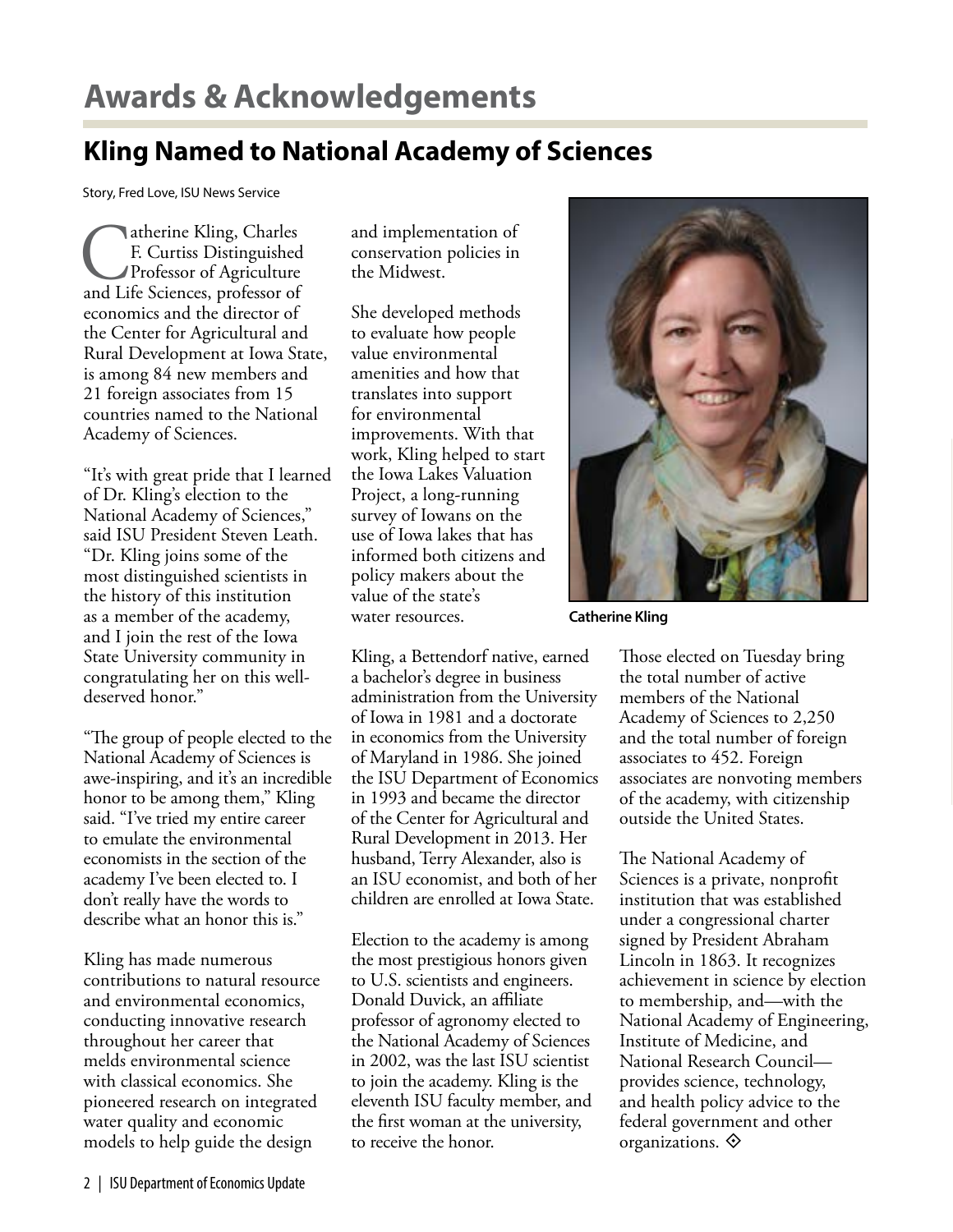# Awards & Acknowledgements

## Kling Named to National Academy of Sciences

Story, Fred Love, ISU News Service

Catherine Kling, Charles F. Curtiss Distinguished Professor of Agriculture and Life Sciences, professor of economics and the director of the Center for Agricultural and Rural Development at Iowa State, is among 84 new members and 21 foreign associates from 15 countries named to the National Academy of Sciences.

"It's with great pride that I learned of Dr. Kling's election to the National Academy of Sciences," said ISU President Steven Leath. "Dr. Kling joins some of the most distinguished scientists in the history of this institution as a member of the academy, and I join the rest of the Iowa State University community in congratulating her on this well-deserved honor."

"The group of people elected to the National Academy of Sciences is awe-inspiring, and it's an incredible honor to be among them," Kling said. "I've tried my entire career to emulate the environmental economists in the section of the academy I've been elected to. I don't really have the words to describe what an honor this is."

Kling has made numerous contributions to natural resource and environmental economics, conducting innovative research throughout her career that melds environmental science with classical economics. She pioneered research on integrated water quality and economic models to help guide the design and implementation of conservation policies in the Midwest.

She developed methods to evaluate how people value environmental amenities and how that translates into support for environmental improvements. With that work, Kling helped to start the Iowa Lakes Valuation Project, a long-running survey of Iowans on the use of Iowa lakes that has informed both citizens and policy makers about the value of the state's water resources.

**Catherine Kling**

Kling, a Bettendorf native, earned a bachelor's degree in business administration from the University of Iowa in 1981 and a doctorate in economics from the University of Maryland in 1986. She joined the ISU Department of Economics in 1993 and became the director of the Center for Agricultural and Rural Development in 2013. Her husband, Terry Alexander, also is an ISU economist, and both of her children are enrolled at Iowa State.

Election to the academy is among the most prestigious honors given to U.S. scientists and engineers. Donald Duvick, an affiliate professor of agronomy elected to the National Academy of Sciences in 2002, was the last ISU scientist to join the academy. Kling is the eleventh ISU faculty member, and the first woman at the university, to receive the honor.

Those elected on Tuesday bring the total number of active members of the National Academy of Sciences to 2,250 and the total number of foreign associates to 452. Foreign associates are nonvoting members of the academy, with citizenship outside the United States.

The National Academy of Sciences is a private, nonprofit institution that was established under a congressional charter signed by President Abraham Lincoln in 1863. It recognizes achievement in science by election to membership, and—with the National Academy of Engineering, Institute of Medicine, and National Research Council—provides science, technology, and health policy advice to the federal government and other organizations.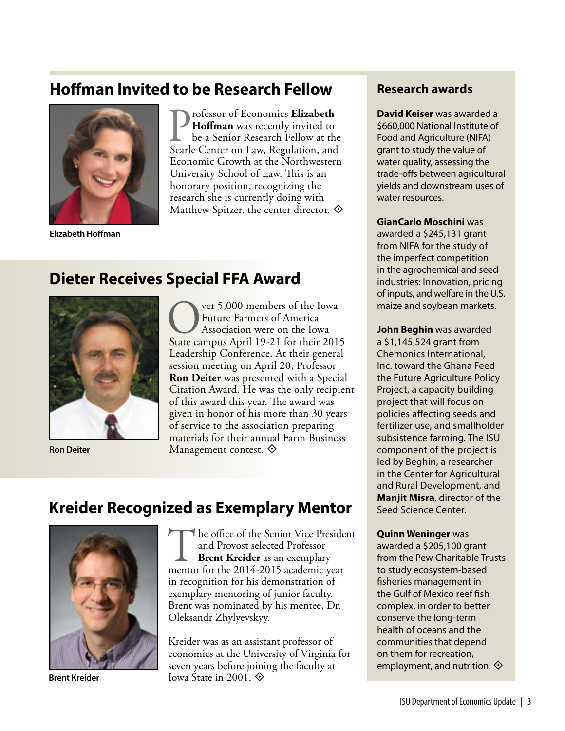## Hoffman Invited to be Research Fellow

Elizabeth Hoffman

Professor of Economics **Elizabeth Hoffman** was recently invited to be a Senior Research Fellow at the Searle Center on Law, Regulation, and Economic Growth at the Northwestern University School of Law. This is an honorary position, recognizing the research she is currently doing with Matthew Spitzer, the center director. ◈

## Dieter Receives Special FFA Award

Ron Deiter

Over 5,000 members of the Iowa Future Farmers of America Association were on the Iowa State campus April 19-21 for their 2015 Leadership Conference. At their general session meeting on April 20, Professor **Ron Deiter** was presented with a Special Citation Award. He was the only recipient of this award this year. The award was given in honor of his more than 30 years of service to the association preparing materials for their annual Farm Business Management contest. ◈

## Kreider Recognized as Exemplary Mentor

Brent Kreider

The office of the Senior Vice President and Provost selected Professor **Brent Kreider** as an exemplary mentor for the 2014-2015 academic year in recognition for his demonstration of exemplary mentoring of junior faculty. Brent was nominated by his mentee, Dr. Oleksandr Zhylyevskyy.

Kreider was as an assistant professor of economics at the University of Virginia for seven years before joining the faculty at Iowa State in 2001. ◈

### Research awards

**David Keiser** was awarded a $660,000 National Institute of Food and Agriculture (NIFA) grant to study the value of water quality, assessing the trade-offs between agricultural yields and downstream uses of water resources.

**GianCarlo Moschini** was awarded a $245,131 grant from NIFA for the study of the imperfect competition in the agrochemical and seed industries: Innovation, pricing of inputs, and welfare in the U.S. maize and soybean markets.

**John Beghin** was awarded a $1,145,524 grant from Chemonics International, Inc. toward the Ghana Feed the Future Agriculture Policy Project, a capacity building project that will focus on policies affecting seeds and fertilizer use, and smallholder subsistence farming. The ISU component of the project is led by Beghin, a researcher in the Center for Agricultural and Rural Development, and **Manjit Misra**, director of the Seed Science Center.

**Quinn Weninger** was awarded a $205,100 grant from the Pew Charitable Trusts to study ecosystem-based fisheries management in the Gulf of Mexico reef fish complex, in order to better conserve the long-term health of oceans and the communities that depend on them for recreation, employment, and nutrition. ◈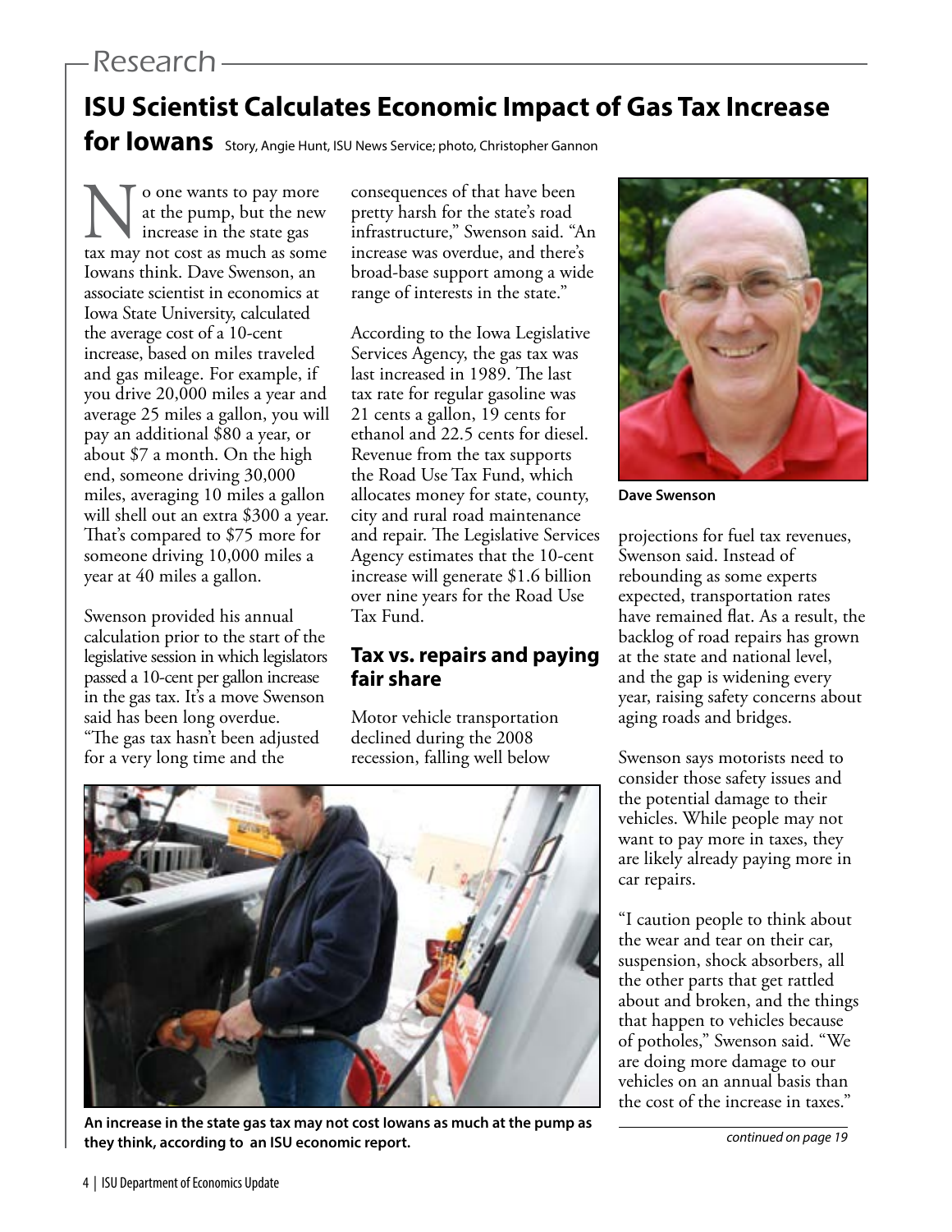# ISU Scientist Calculates Economic Impact of Gas Tax Increase for Iowans

Story, Angie Hunt, ISU News Service; photo, Christopher Gannon

No one wants to pay more at the pump, but the new increase in the state gas tax may not cost as much as some Iowans think. Dave Swenson, an associate scientist in economics at Iowa State University, calculated the average cost of a 10-cent increase, based on miles traveled and gas mileage. For example, if you drive 20,000 miles a year and average 25 miles a gallon, you will pay an additional $80 a year, or about $7 a month. On the high end, someone driving 30,000 miles, averaging 10 miles a gallon will shell out an extra $300 a year. That's compared to $75 more for someone driving 10,000 miles a year at 40 miles a gallon.

Swenson provided his annual calculation prior to the start of the legislative session in which legislators passed a 10-cent per gallon increase in the gas tax. It's a move Swenson said has been long overdue. "The gas tax hasn't been adjusted for a very long time and the consequences of that have been pretty harsh for the state's road infrastructure," Swenson said. "An increase was overdue, and there's broad-base support among a wide range of interests in the state."

According to the Iowa Legislative Services Agency, the gas tax was last increased in 1989. The last tax rate for regular gasoline was 21 cents a gallon, 19 cents for ethanol and 22.5 cents for diesel. Revenue from the tax supports the Road Use Tax Fund, which allocates money for state, county, city and rural road maintenance and repair. The Legislative Services Agency estimates that the 10-cent increase will generate $1.6 billion over nine years for the Road Use Tax Fund.

## Tax vs. repairs and paying fair share

Motor vehicle transportation declined during the 2008 recession, falling well below projections for fuel tax revenues, Swenson said. Instead of rebounding as some experts expected, transportation rates have remained flat. As a result, the backlog of road repairs has grown at the state and national level, and the gap is widening every year, raising safety concerns about aging roads and bridges.

Dave Swenson

Swenson says motorists need to consider those safety issues and the potential damage to their vehicles. While people may not want to pay more in taxes, they are likely already paying more in car repairs.

"I caution people to think about the wear and tear on their car, suspension, shock absorbers, all the other parts that get rattled about and broken, and the things that happen to vehicles because of potholes," Swenson said. "We are doing more damage to our vehicles on an annual basis than the cost of the increase in taxes."

*continued on page 19*

**An increase in the state gas tax may not cost Iowans as much at the pump as they think, according to an ISU economic report.**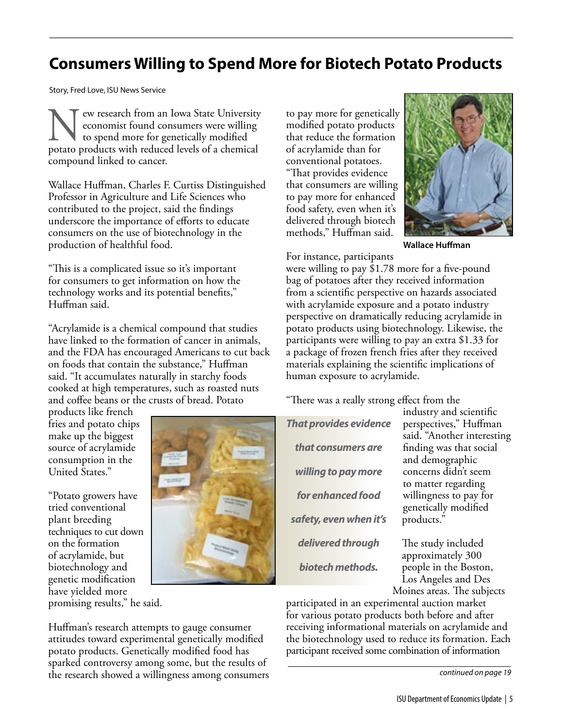# Consumers Willing to Spend More for Biotech Potato Products

Story, Fred Love, ISU News Service

New research from an Iowa State University economist found consumers were willing to spend more for genetically modified potato products with reduced levels of a chemical compound linked to cancer.

Wallace Huffman, Charles F. Curtiss Distinguished Professor in Agriculture and Life Sciences who contributed to the project, said the findings underscore the importance of efforts to educate consumers on the use of biotechnology in the production of healthful food.

"This is a complicated issue so it's important for consumers to get information on how the technology works and its potential benefits," Huffman said.

"Acrylamide is a chemical compound that studies have linked to the formation of cancer in animals, and the FDA has encouraged Americans to cut back on foods that contain the substance," Huffman said. "It accumulates naturally in starchy foods cooked at high temperatures, such as roasted nuts and coffee beans or the crusts of bread. Potato products like french fries and potato chips make up the biggest source of acrylamide consumption in the United States."

"Potato growers have tried conventional plant breeding techniques to cut down on the formation of acrylamide, but biotechnology and genetic modification have yielded more promising results," he said.

Huffman's research attempts to gauge consumer attitudes toward experimental genetically modified potato products. Genetically modified food has sparked controversy among some, but the results of the research showed a willingness among consumers to pay more for genetically modified potato products that reduce the formation of acrylamide than for conventional potatoes. "That provides evidence that consumers are willing to pay more for enhanced food safety, even when it's delivered through biotech methods," Huffman said.

**Wallace Huffman**

For instance, participants were willing to pay $1.78 more for a five-pound bag of potatoes after they received information from a scientific perspective on hazards associated with acrylamide exposure and a potato industry perspective on dramatically reducing acrylamide in potato products using biotechnology. Likewise, the participants were willing to pay an extra $1.33 for a package of frozen french fries after they received materials explaining the scientific implications of human exposure to acrylamide.

***That provides evidence that consumers are willing to pay more for enhanced food safety, even when it's delivered through biotech methods.***

"There was a really strong effect from the industry and scientific perspectives," Huffman said. "Another interesting finding was that social and demographic concerns didn't seem to matter regarding willingness to pay for genetically modified products."

The study included approximately 300 people in the Boston, Los Angeles and Des Moines areas. The subjects participated in an experimental auction market for various potato products both before and after receiving informational materials on acrylamide and the biotechnology used to reduce its formation. Each participant received some combination of information

*continued on page 19*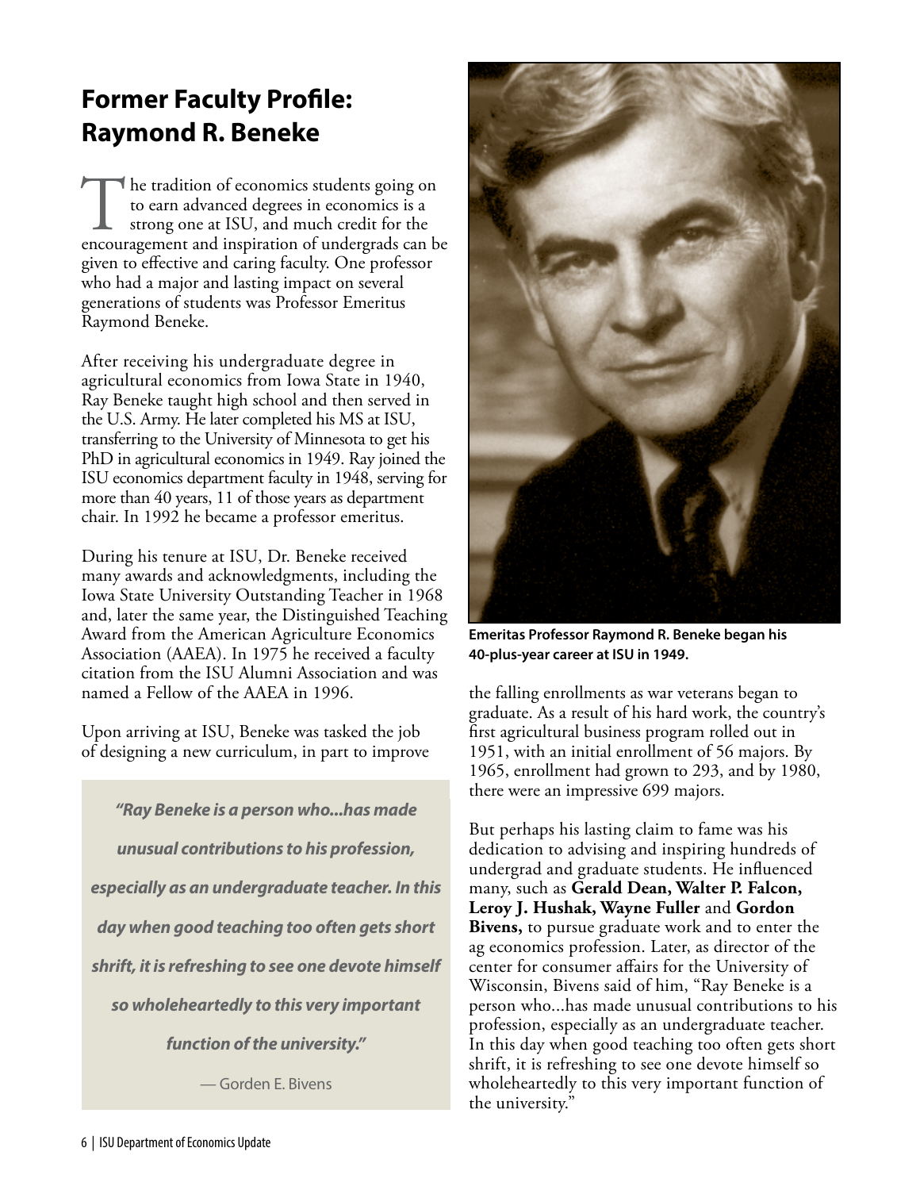# Former Faculty Profile: Raymond R. Beneke

The tradition of economics students going on to earn advanced degrees in economics is a strong one at ISU, and much credit for the encouragement and inspiration of undergrads can be given to effective and caring faculty. One professor who had a major and lasting impact on several generations of students was Professor Emeritus Raymond Beneke.

After receiving his undergraduate degree in agricultural economics from Iowa State in 1940, Ray Beneke taught high school and then served in the U.S. Army. He later completed his MS at ISU, transferring to the University of Minnesota to get his PhD in agricultural economics in 1949. Ray joined the ISU economics department faculty in 1948, serving for more than 40 years, 11 of those years as department chair. In 1992 he became a professor emeritus.

During his tenure at ISU, Dr. Beneke received many awards and acknowledgments, including the Iowa State University Outstanding Teacher in 1968 and, later the same year, the Distinguished Teaching Award from the American Agriculture Economics Association (AAEA). In 1975 he received a faculty citation from the ISU Alumni Association and was named a Fellow of the AAEA in 1996.

Upon arriving at ISU, Beneke was tasked the job of designing a new curriculum, in part to improve the falling enrollments as war veterans began to graduate. As a result of his hard work, the country's first agricultural business program rolled out in 1951, with an initial enrollment of 56 majors. By 1965, enrollment had grown to 293, and by 1980, there were an impressive 699 majors.

> ***"Ray Beneke is a person who...has made unusual contributions to his profession, especially as an undergraduate teacher. In this day when good teaching too often gets short shrift, it is refreshing to see one devote himself so wholeheartedly to this very important function of the university."***
>
> — Gorden E. Bivens

**Emeritas Professor Raymond R. Beneke began his 40-plus-year career at ISU in 1949.**

But perhaps his lasting claim to fame was his dedication to advising and inspiring hundreds of undergrad and graduate students. He influenced many, such as **Gerald Dean, Walter P. Falcon, Leroy J. Hushak, Wayne Fuller** and **Gordon Bivens,** to pursue graduate work and to enter the ag economics profession. Later, as director of the center for consumer affairs for the University of Wisconsin, Bivens said of him, "Ray Beneke is a person who...has made unusual contributions to his profession, especially as an undergraduate teacher. In this day when good teaching too often gets short shrift, it is refreshing to see one devote himself so wholeheartedly to this very important function of the university."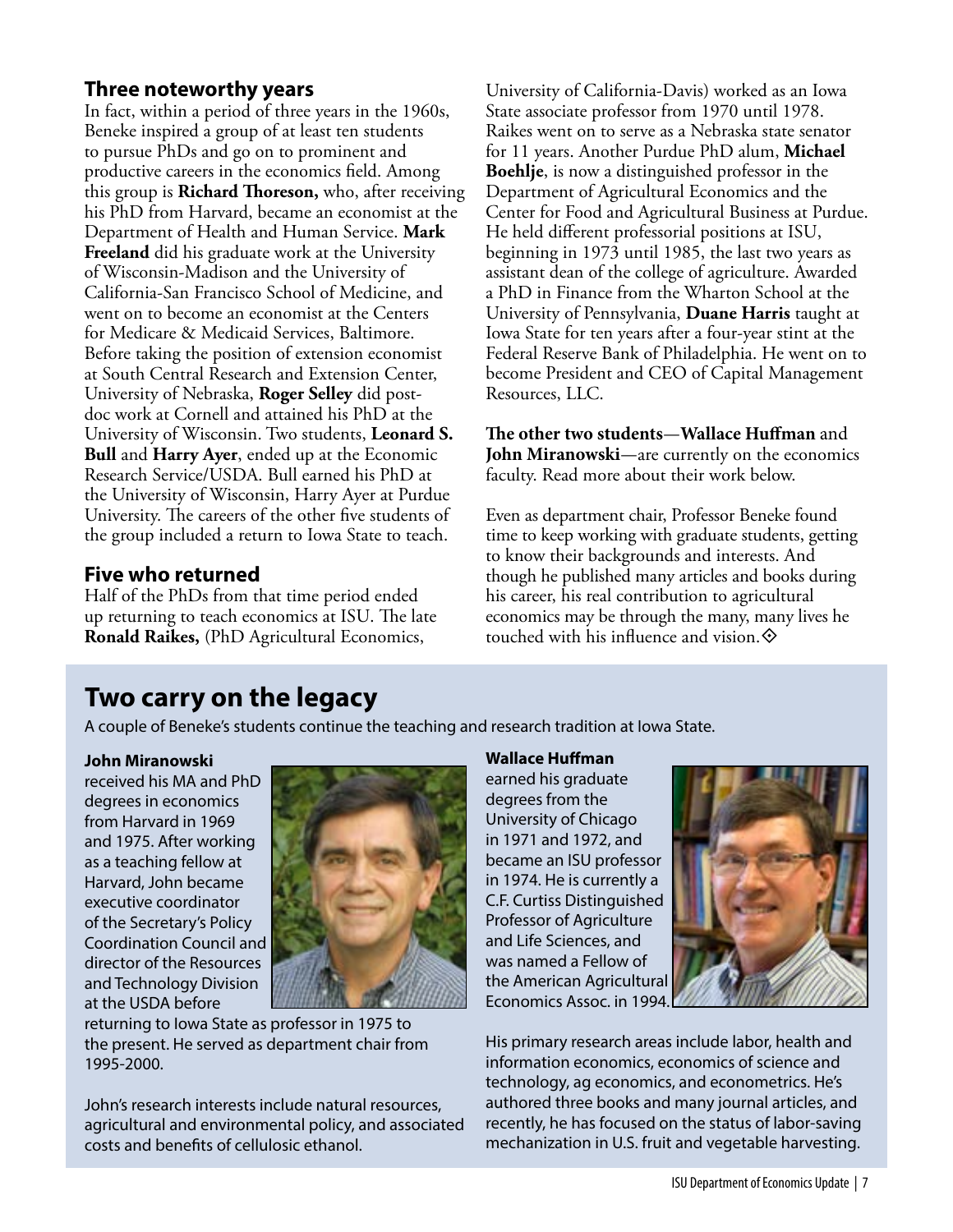## Three noteworthy years

In fact, within a period of three years in the 1960s, Beneke inspired a group of at least ten students to pursue PhDs and go on to prominent and productive careers in the economics field. Among this group is **Richard Thoreson,** who, after receiving his PhD from Harvard, became an economist at the Department of Health and Human Service. **Mark Freeland** did his graduate work at the University of Wisconsin-Madison and the University of California-San Francisco School of Medicine, and went on to become an economist at the Centers for Medicare & Medicaid Services, Baltimore. Before taking the position of extension economist at South Central Research and Extension Center, University of Nebraska, **Roger Selley** did post-doc work at Cornell and attained his PhD at the University of Wisconsin. Two students, **Leonard S. Bull** and **Harry Ayer**, ended up at the Economic Research Service/USDA. Bull earned his PhD at the University of Wisconsin, Harry Ayer at Purdue University. The careers of the other five students of the group included a return to Iowa State to teach.

## Five who returned

Half of the PhDs from that time period ended up returning to teach economics at ISU. The late **Ronald Raikes,** (PhD Agricultural Economics, University of California-Davis) worked as an Iowa State associate professor from 1970 until 1978. Raikes went on to serve as a Nebraska state senator for 11 years. Another Purdue PhD alum, **Michael Boehlje**, is now a distinguished professor in the Department of Agricultural Economics and the Center for Food and Agricultural Business at Purdue. He held different professorial positions at ISU, beginning in 1973 until 1985, the last two years as assistant dean of the college of agriculture. Awarded a PhD in Finance from the Wharton School at the University of Pennsylvania, **Duane Harris** taught at Iowa State for ten years after a four-year stint at the Federal Reserve Bank of Philadelphia. He went on to become President and CEO of Capital Management Resources, LLC.

**The other two students**—**Wallace Huffman** and **John Miranowski**—are currently on the economics faculty. Read more about their work below.

Even as department chair, Professor Beneke found time to keep working with graduate students, getting to know their backgrounds and interests. And though he published many articles and books during his career, his real contribution to agricultural economics may be through the many, many lives he touched with his influence and vision.

# Two carry on the legacy

A couple of Beneke's students continue the teaching and research tradition at Iowa State.

**John Miranowski**

received his MA and PhD degrees in economics from Harvard in 1969 and 1975. After working as a teaching fellow at Harvard, John became executive coordinator of the Secretary's Policy Coordination Council and director of the Resources and Technology Division at the USDA before returning to Iowa State as professor in 1975 to the present. He served as department chair from 1995-2000.

John's research interests include natural resources, agricultural and environmental policy, and associated costs and benefits of cellulosic ethanol.

**Wallace Huffman**

earned his graduate degrees from the University of Chicago in 1971 and 1972, and became an ISU professor in 1974. He is currently a C.F. Curtiss Distinguished Professor of Agriculture and Life Sciences, and was named a Fellow of the American Agricultural Economics Assoc. in 1994.

His primary research areas include labor, health and information economics, economics of science and technology, ag economics, and econometrics. He's authored three books and many journal articles, and recently, he has focused on the status of labor-saving mechanization in U.S. fruit and vegetable harvesting.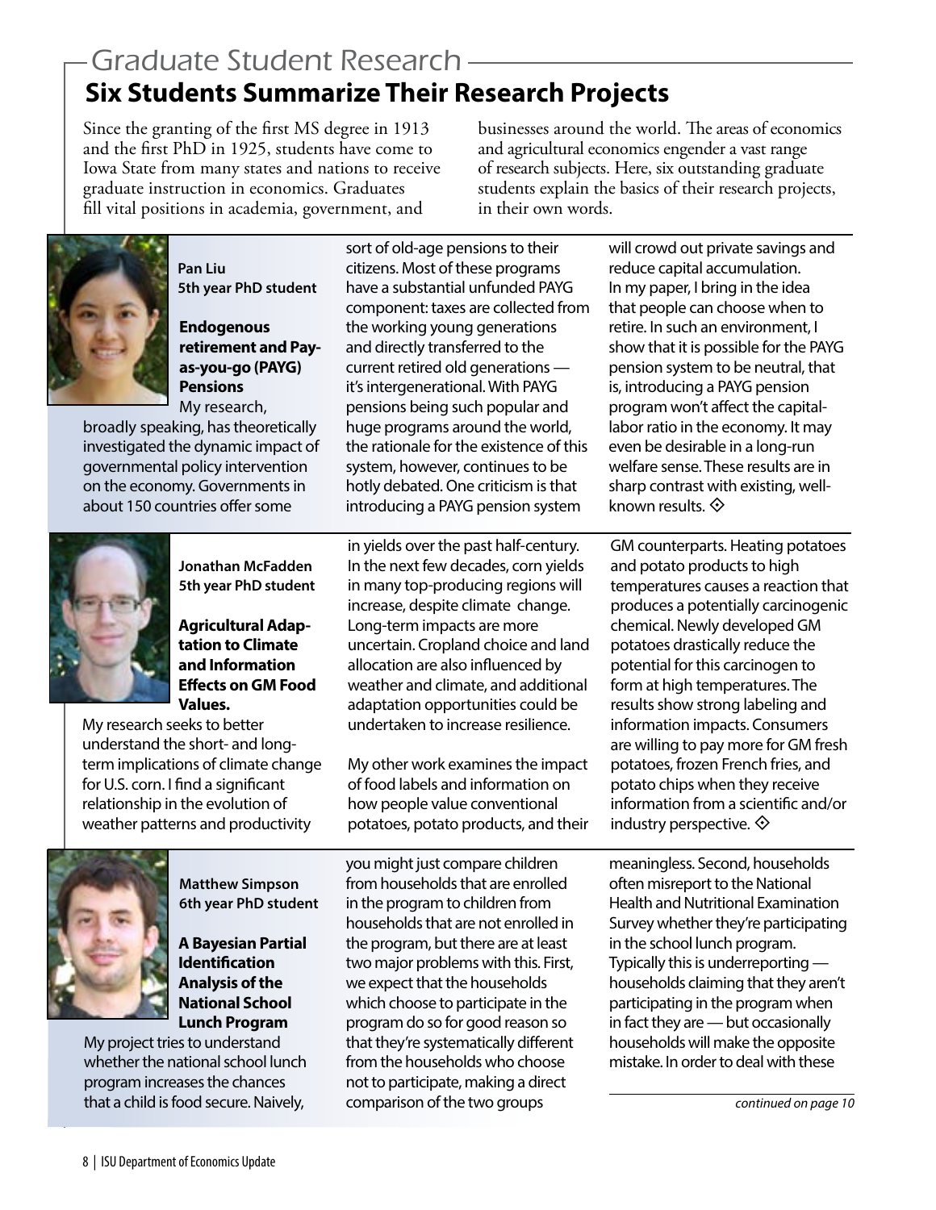# Graduate Student Research

## Six Students Summarize Their Research Projects

Since the granting of the first MS degree in 1913 and the first PhD in 1925, students have come to Iowa State from many states and nations to receive graduate instruction in economics. Graduates fill vital positions in academia, government, and businesses around the world. The areas of economics and agricultural economics engender a vast range of research subjects. Here, six outstanding graduate students explain the basics of their research projects, in their own words.

**Pan Liu**
**5th year PhD student**

### Endogenous retirement and Pay-as-you-go (PAYG) Pensions

My research, broadly speaking, has theoretically investigated the dynamic impact of governmental policy intervention on the economy. Governments in about 150 countries offer some sort of old-age pensions to their citizens. Most of these programs have a substantial unfunded PAYG component: taxes are collected from the working young generations and directly transferred to the current retired old generations — it's intergenerational. With PAYG pensions being such popular and huge programs around the world, the rationale for the existence of this system, however, continues to be hotly debated. One criticism is that introducing a PAYG pension system will crowd out private savings and reduce capital accumulation. In my paper, I bring in the idea that people can choose when to retire. In such an environment, I show that it is possible for the PAYG pension system to be neutral, that is, introducing a PAYG pension program won't affect the capital-labor ratio in the economy. It may even be desirable in a long-run welfare sense. These results are in sharp contrast with existing, well-known results. ◇

**Jonathan McFadden**
**5th year PhD student**

### Agricultural Adaptation to Climate and Information Effects on GM Food Values.

My research seeks to better understand the short- and long-term implications of climate change for U.S. corn. I find a significant relationship in the evolution of weather patterns and productivity in yields over the past half-century. In the next few decades, corn yields in many top-producing regions will increase, despite climate change. Long-term impacts are more uncertain. Cropland choice and land allocation are also influenced by weather and climate, and additional adaptation opportunities could be undertaken to increase resilience.

My other work examines the impact of food labels and information on how people value conventional potatoes, potato products, and their GM counterparts. Heating potatoes and potato products to high temperatures causes a reaction that produces a potentially carcinogenic chemical. Newly developed GM potatoes drastically reduce the potential for this carcinogen to form at high temperatures. The results show strong labeling and information impacts. Consumers are willing to pay more for GM fresh potatoes, frozen French fries, and potato chips when they receive information from a scientific and/or industry perspective. ◇

**Matthew Simpson**
**6th year PhD student**

### A Bayesian Partial Identification Analysis of the National School Lunch Program

My project tries to understand whether the national school lunch program increases the chances that a child is food secure. Naively, you might just compare children from households that are enrolled in the program to children from households that are not enrolled in the program, but there are at least two major problems with this. First, we expect that the households which choose to participate in the program do so for good reason so that they're systematically different from the households who choose not to participate, making a direct comparison of the two groups meaningless. Second, households often misreport to the National Health and Nutritional Examination Survey whether they're participating in the school lunch program. Typically this is underreporting — households claiming that they aren't participating in the program when in fact they are — but occasionally households will make the opposite mistake. In order to deal with these

*continued on page 10*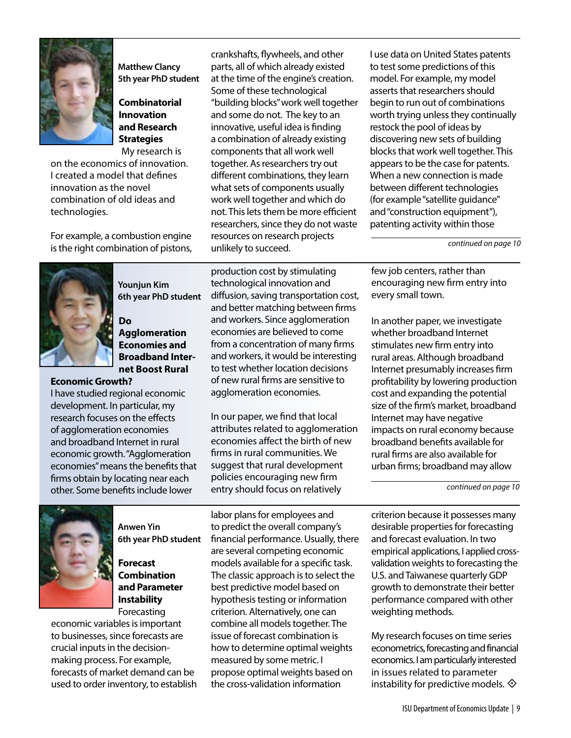**Matthew Clancy**
**5th year PhD student**

## Combinatorial Innovation and Research Strategies

My research is on the economics of innovation. I created a model that defines innovation as the novel combination of old ideas and technologies.

For example, a combustion engine is the right combination of pistons, crankshafts, flywheels, and other parts, all of which already existed at the time of the engine's creation. Some of these technological "building blocks" work well together and some do not. The key to an innovative, useful idea is finding a combination of already existing components that all work well together. As researchers try out different combinations, they learn what sets of components usually work well together and which do not. This lets them be more efficient researchers, since they do not waste resources on research projects unlikely to succeed.

I use data on United States patents to test some predictions of this model. For example, my model asserts that researchers should begin to run out of combinations worth trying unless they continually restock the pool of ideas by discovering new sets of building blocks that work well together. This appears to be the case for patents. When a new connection is made between different technologies (for example "satellite guidance" and "construction equipment"), patenting activity within those

*continued on page 10*

---

**Younjun Kim**
**6th year PhD student**

## Do Agglomeration Economies and Broadband Internet Boost Rural Economic Growth?

I have studied regional economic development. In particular, my research focuses on the effects of agglomeration economies and broadband Internet in rural economic growth. "Agglomeration economies" means the benefits that firms obtain by locating near each other. Some benefits include lower production cost by stimulating technological innovation and diffusion, saving transportation cost, and better matching between firms and workers. Since agglomeration economies are believed to come from a concentration of many firms and workers, it would be interesting to test whether location decisions of new rural firms are sensitive to agglomeration economies.

In our paper, we find that local attributes related to agglomeration economies affect the birth of new firms in rural communities. We suggest that rural development policies encouraging new firm entry should focus on relatively few job centers, rather than encouraging new firm entry into every small town.

In another paper, we investigate whether broadband Internet stimulates new firm entry into rural areas. Although broadband Internet presumably increases firm profitability by lowering production cost and expanding the potential size of the firm's market, broadband Internet may have negative impacts on rural economy because broadband benefits available for rural firms are also available for urban firms; broadband may allow

*continued on page 10*

---

**Anwen Yin**
**6th year PhD student**

## Forecast Combination and Parameter Instability

Forecasting economic variables is important to businesses, since forecasts are crucial inputs in the decision-making process. For example, forecasts of market demand can be used to order inventory, to establish labor plans for employees and to predict the overall company's financial performance. Usually, there are several competing economic models available for a specific task. The classic approach is to select the best predictive model based on hypothesis testing or information criterion. Alternatively, one can combine all models together. The issue of forecast combination is how to determine optimal weights measured by some metric. I propose optimal weights based on the cross-validation information criterion because it possesses many desirable properties for forecasting and forecast evaluation. In two empirical applications, I applied cross-validation weights to forecasting the U.S. and Taiwanese quarterly GDP growth to demonstrate their better performance compared with other weighting methods.

My research focuses on time series econometrics, forecasting and financial economics. I am particularly interested in issues related to parameter instability for predictive models. ◇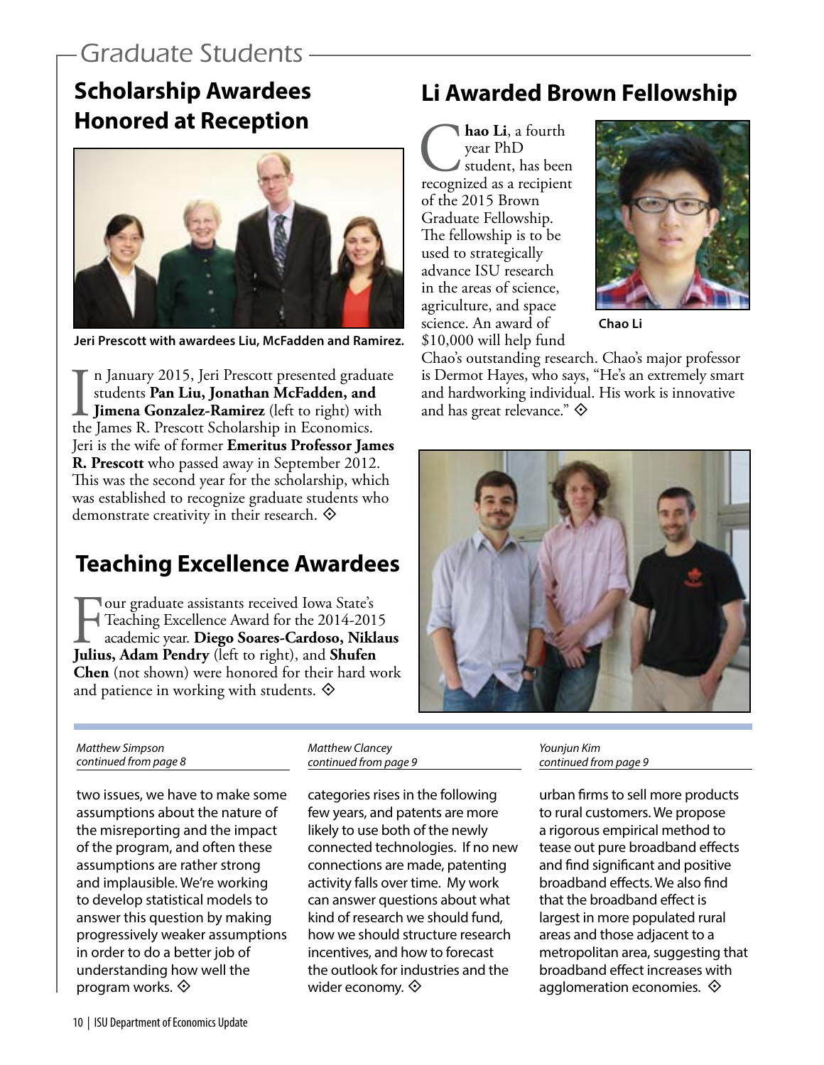# Graduate Students

## Scholarship Awardees Honored at Reception

Jeri Prescott with awardees Liu, McFadden and Ramirez.

In January 2015, Jeri Prescott presented graduate students **Pan Liu, Jonathan McFadden, and Jimena Gonzalez-Ramirez** (left to right) with the James R. Prescott Scholarship in Economics. Jeri is the wife of former **Emeritus Professor James R. Prescott** who passed away in September 2012. This was the second year for the scholarship, which was established to recognize graduate students who demonstrate creativity in their research. ◈

## Teaching Excellence Awardees

Four graduate assistants received Iowa State's Teaching Excellence Award for the 2014-2015 academic year. **Diego Soares-Cardoso, Niklaus Julius, Adam Pendry** (left to right), and **Shufen Chen** (not shown) were honored for their hard work and patience in working with students. ◈

## Li Awarded Brown Fellowship

**Chao Li**, a fourth year PhD student, has been recognized as a recipient of the 2015 Brown Graduate Fellowship. The fellowship is to be used to strategically advance ISU research in the areas of science, agriculture, and space science. An award of $10,000 will help fund Chao's outstanding research. Chao's major professor is Dermot Hayes, who says, "He's an extremely smart and hardworking individual. His work is innovative and has great relevance." ◈

Chao Li

---

*Matthew Simpson*
*continued from page 8*

two issues, we have to make some assumptions about the nature of the misreporting and the impact of the program, and often these assumptions are rather strong and implausible. We're working to develop statistical models to answer this question by making progressively weaker assumptions in order to do a better job of understanding how well the program works. ◈

*Matthew Clancey*
*continued from page 9*

categories rises in the following few years, and patents are more likely to use both of the newly connected technologies. If no new connections are made, patenting activity falls over time. My work can answer questions about what kind of research we should fund, how we should structure research incentives, and how to forecast the outlook for industries and the wider economy. ◈

*Younjun Kim*
*continued from page 9*

urban firms to sell more products to rural customers. We propose a rigorous empirical method to tease out pure broadband effects and find significant and positive broadband effects. We also find that the broadband effect is largest in more populated rural areas and those adjacent to a metropolitan area, suggesting that broadband effect increases with agglomeration economies. ◈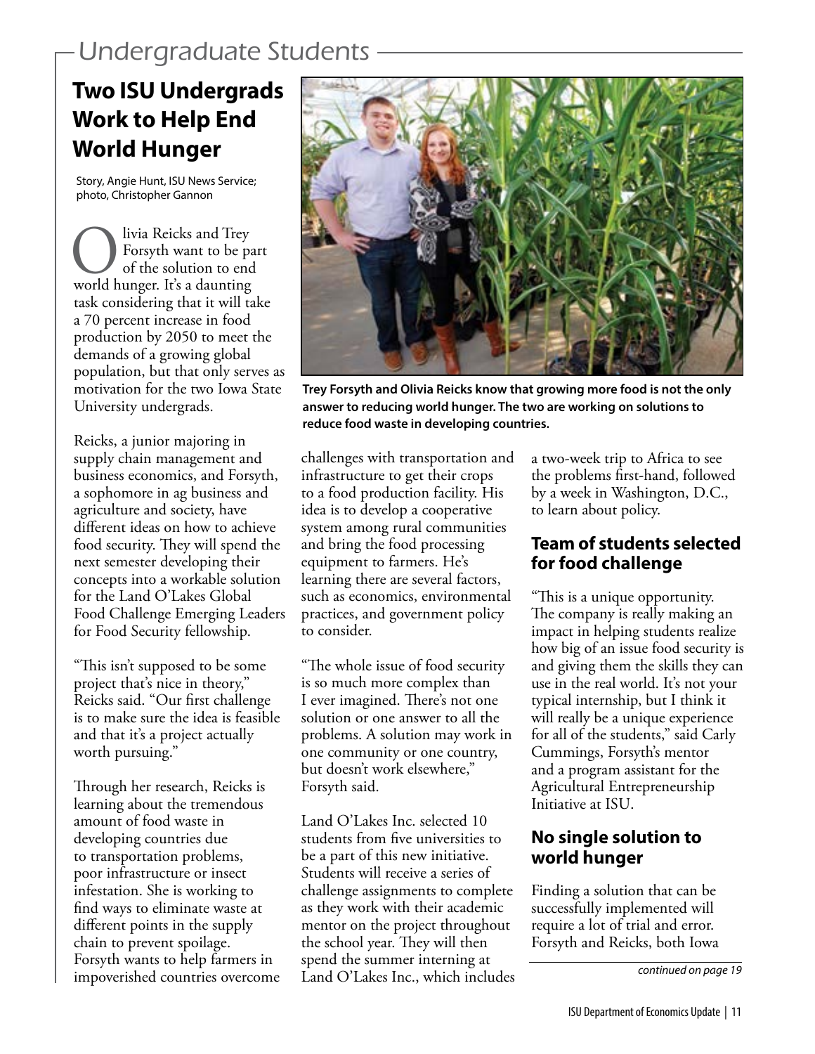## Undergraduate Students

# Two ISU Undergrads Work to Help End World Hunger

Story, Angie Hunt, ISU News Service; photo, Christopher Gannon

Olivia Reicks and Trey Forsyth want to be part of the solution to end world hunger. It's a daunting task considering that it will take a 70 percent increase in food production by 2050 to meet the demands of a growing global population, but that only serves as motivation for the two Iowa State University undergrads.

**Trey Forsyth and Olivia Reicks know that growing more food is not the only answer to reducing world hunger. The two are working on solutions to reduce food waste in developing countries.**

Reicks, a junior majoring in supply chain management and business economics, and Forsyth, a sophomore in ag business and agriculture and society, have different ideas on how to achieve food security. They will spend the next semester developing their concepts into a workable solution for the Land O'Lakes Global Food Challenge Emerging Leaders for Food Security fellowship.

"This isn't supposed to be some project that's nice in theory," Reicks said. "Our first challenge is to make sure the idea is feasible and that it's a project actually worth pursuing."

Through her research, Reicks is learning about the tremendous amount of food waste in developing countries due to transportation problems, poor infrastructure or insect infestation. She is working to find ways to eliminate waste at different points in the supply chain to prevent spoilage. Forsyth wants to help farmers in impoverished countries overcome challenges with transportation and infrastructure to get their crops to a food production facility. His idea is to develop a cooperative system among rural communities and bring the food processing equipment to farmers. He's learning there are several factors, such as economics, environmental practices, and government policy to consider.

"The whole issue of food security is so much more complex than I ever imagined. There's not one solution or one answer to all the problems. A solution may work in one community or one country, but doesn't work elsewhere," Forsyth said.

Land O'Lakes Inc. selected 10 students from five universities to be a part of this new initiative. Students will receive a series of challenge assignments to complete as they work with their academic mentor on the project throughout the school year. They will then spend the summer interning at Land O'Lakes Inc., which includes a two-week trip to Africa to see the problems first-hand, followed by a week in Washington, D.C., to learn about policy.

### Team of students selected for food challenge

"This is a unique opportunity. The company is really making an impact in helping students realize how big of an issue food security is and giving them the skills they can use in the real world. It's not your typical internship, but I think it will really be a unique experience for all of the students," said Carly Cummings, Forsyth's mentor and a program assistant for the Agricultural Entrepreneurship Initiative at ISU.

### No single solution to world hunger

Finding a solution that can be successfully implemented will require a lot of trial and error. Forsyth and Reicks, both Iowa

*continued on page 19*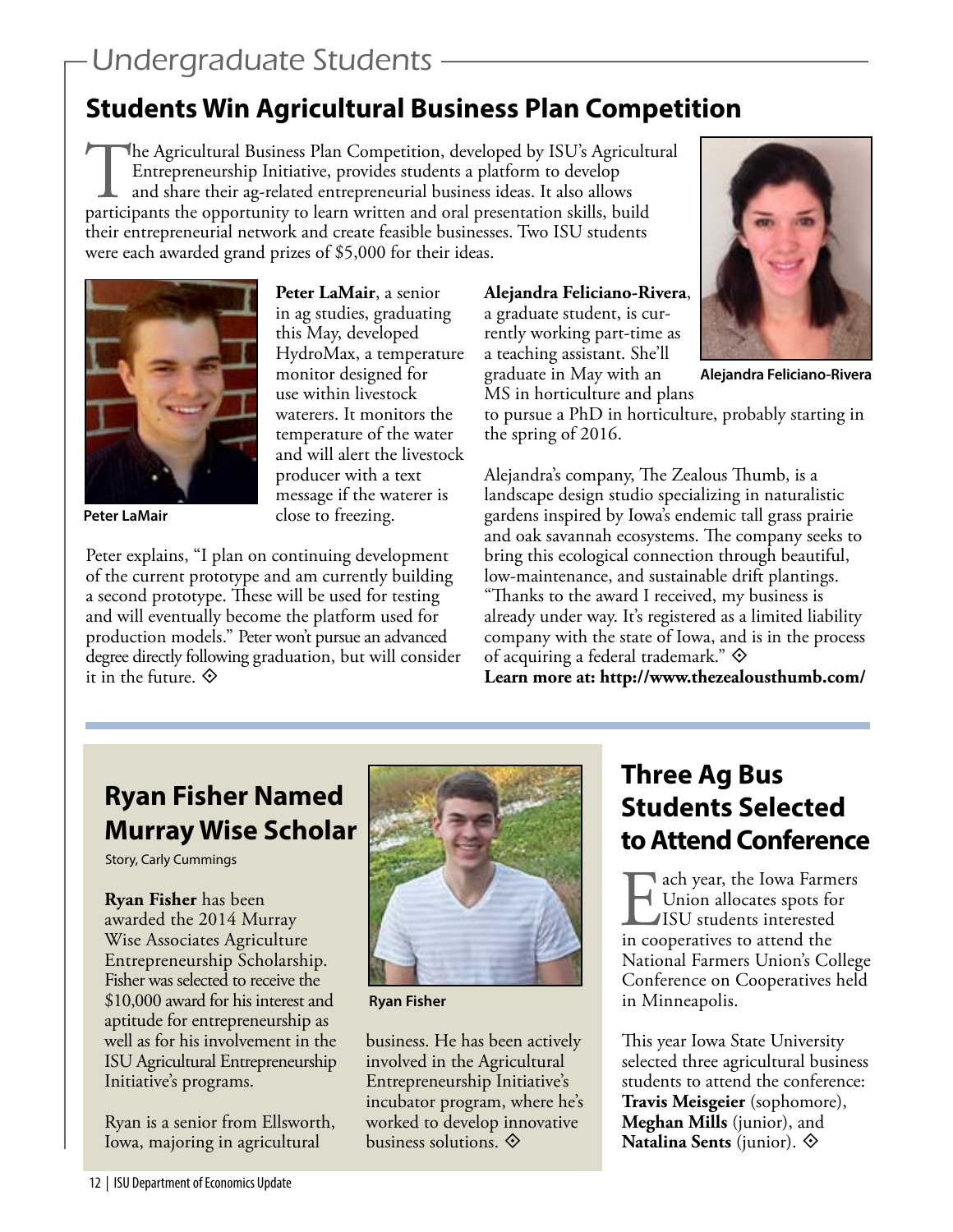## Undergraduate Students

# Students Win Agricultural Business Plan Competition

The Agricultural Business Plan Competition, developed by ISU's Agricultural Entrepreneurship Initiative, provides students a platform to develop and share their ag-related entrepreneurial business ideas. It also allows participants the opportunity to learn written and oral presentation skills, build their entrepreneurial network and create feasible businesses. Two ISU students were each awarded grand prizes of $5,000 for their ideas.

Peter LaMair

**Peter LaMair**, a senior in ag studies, graduating this May, developed HydroMax, a temperature monitor designed for use within livestock waterers. It monitors the temperature of the water and will alert the livestock producer with a text message if the waterer is close to freezing.

Peter explains, "I plan on continuing development of the current prototype and am currently building a second prototype. These will be used for testing and will eventually become the platform used for production models." Peter won't pursue an advanced degree directly following graduation, but will consider it in the future. ◇

Alejandra Feliciano-Rivera

**Alejandra Feliciano-Rivera**, a graduate student, is currently working part-time as a teaching assistant. She'll graduate in May with an MS in horticulture and plans to pursue a PhD in horticulture, probably starting in the spring of 2016.

Alejandra's company, The Zealous Thumb, is a landscape design studio specializing in naturalistic gardens inspired by Iowa's endemic tall grass prairie and oak savannah ecosystems. The company seeks to bring this ecological connection through beautiful, low-maintenance, and sustainable drift plantings. "Thanks to the award I received, my business is already under way. It's registered as a limited liability company with the state of Iowa, and is in the process of acquiring a federal trademark." ◇

**Learn more at: http://www.thezealousthumb.com/**

# Ryan Fisher Named Murray Wise Scholar

Story, Carly Cummings

**Ryan Fisher** has been awarded the 2014 Murray Wise Associates Agriculture Entrepreneurship Scholarship. Fisher was selected to receive the $10,000 award for his interest and aptitude for entrepreneurship as well as for his involvement in the ISU Agricultural Entrepreneurship Initiative's programs.

Ryan Fisher

Ryan is a senior from Ellsworth, Iowa, majoring in agricultural business. He has been actively involved in the Agricultural Entrepreneurship Initiative's incubator program, where he's worked to develop innovative business solutions. ◇

# Three Ag Bus Students Selected to Attend Conference

Each year, the Iowa Farmers Union allocates spots for ISU students interested in cooperatives to attend the National Farmers Union's College Conference on Cooperatives held in Minneapolis.

This year Iowa State University selected three agricultural business students to attend the conference: **Travis Meisgeier** (sophomore), **Meghan Mills** (junior), and **Natalina Sents** (junior). ◇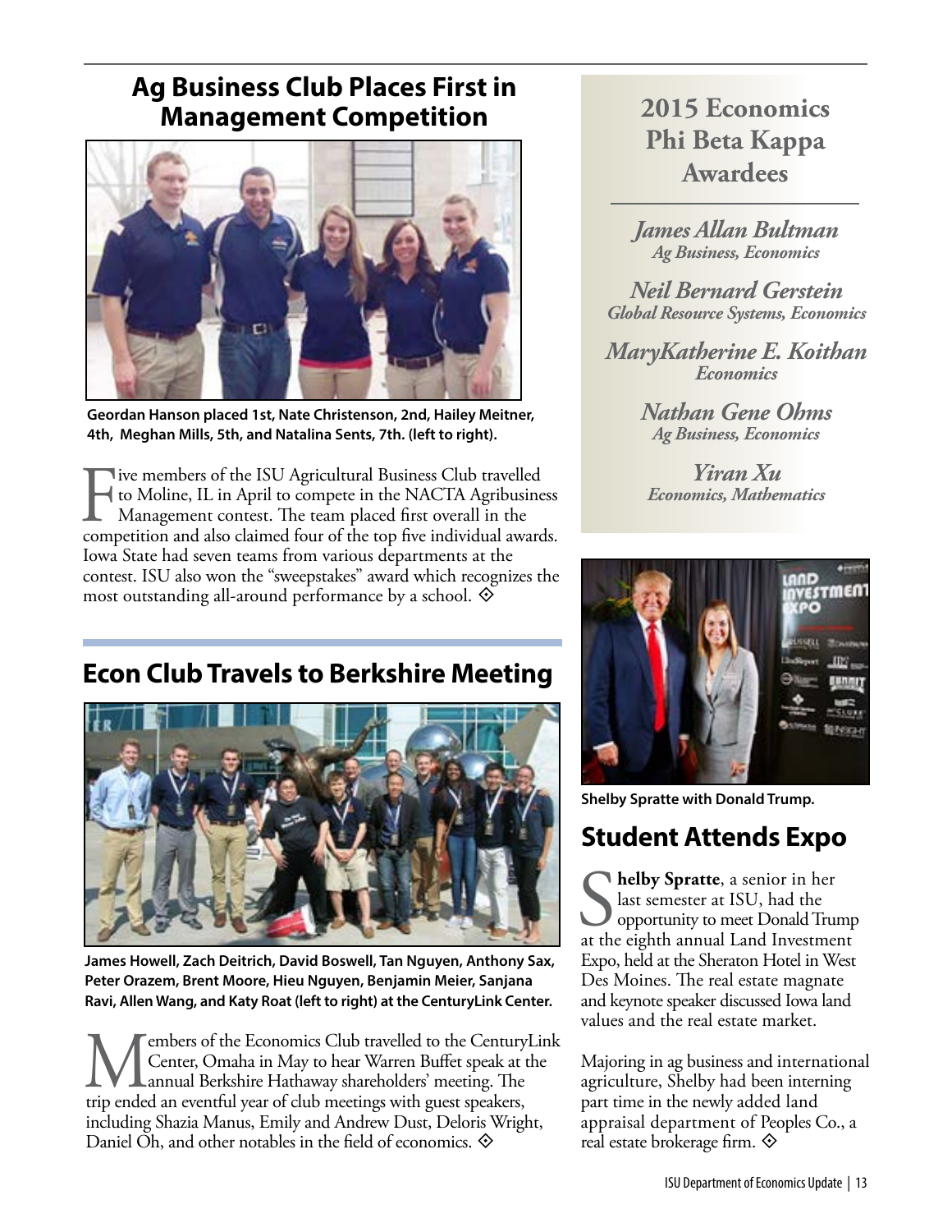## Ag Business Club Places First in Management Competition

Geordan Hanson placed 1st, Nate Christenson, 2nd, Hailey Meitner, 4th, Meghan Mills, 5th, and Natalina Sents, 7th. (left to right).

Five members of the ISU Agricultural Business Club travelled to Moline, IL in April to compete in the NACTA Agribusiness Management contest. The team placed first overall in the competition and also claimed four of the top five individual awards. Iowa State had seven teams from various departments at the contest. ISU also won the "sweepstakes" award which recognizes the most outstanding all-around performance by a school. ⟐

## Econ Club Travels to Berkshire Meeting

James Howell, Zach Deitrich, David Boswell, Tan Nguyen, Anthony Sax, Peter Orazem, Brent Moore, Hieu Nguyen, Benjamin Meier, Sanjana Ravi, Allen Wang, and Katy Roat (left to right) at the CenturyLink Center.

Members of the Economics Club travelled to the CenturyLink Center, Omaha in May to hear Warren Buffet speak at the annual Berkshire Hathaway shareholders' meeting. The trip ended an eventful year of club meetings with guest speakers, including Shazia Manus, Emily and Andrew Dust, Deloris Wright, Daniel Oh, and other notables in the field of economics. ⟐

## 2015 Economics Phi Beta Kappa Awardees

***James Allan Bultman***
*Ag Business, Economics*

***Neil Bernard Gerstein***
*Global Resource Systems, Economics*

***MaryKatherine E. Koithan***
*Economics*

***Nathan Gene Ohms***
*Ag Business, Economics*

***Yiran Xu***
*Economics, Mathematics*

Shelby Spratte with Donald Trump.

## Student Attends Expo

**Shelby Spratte**, a senior in her last semester at ISU, had the opportunity to meet Donald Trump at the eighth annual Land Investment Expo, held at the Sheraton Hotel in West Des Moines. The real estate magnate and keynote speaker discussed Iowa land values and the real estate market.

Majoring in ag business and international agriculture, Shelby had been interning part time in the newly added land appraisal department of Peoples Co., a real estate brokerage firm. ⟐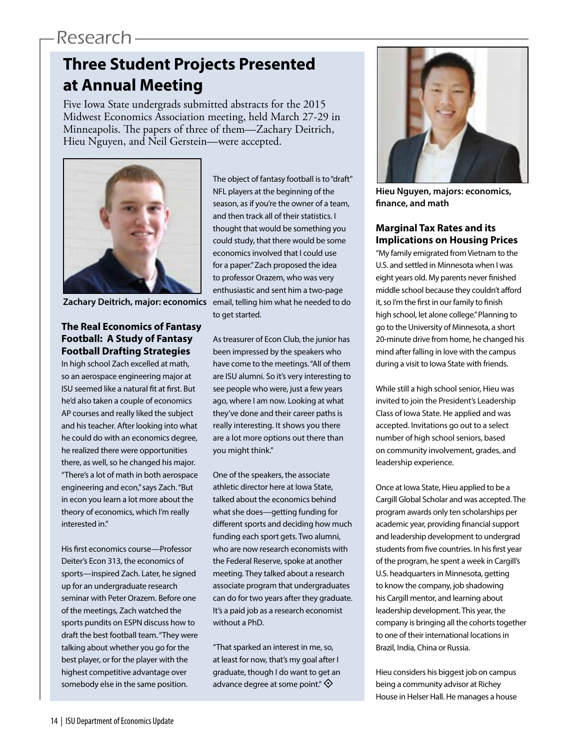## Research

# Three Student Projects Presented at Annual Meeting

Five Iowa State undergrads submitted abstracts for the 2015 Midwest Economics Association meeting, held March 27-29 in Minneapolis. The papers of three of them—Zachary Deitrich, Hieu Nguyen, and Neil Gerstein—were accepted.

**Zachary Deitrich, major: economics**

### The Real Economics of Fantasy Football: A Study of Fantasy Football Drafting Strategies

In high school Zach excelled at math, so an aerospace engineering major at ISU seemed like a natural fit at first. But he'd also taken a couple of economics AP courses and really liked the subject and his teacher. After looking into what he could do with an economics degree, he realized there were opportunities there, as well, so he changed his major. "There's a lot of math in both aerospace engineering and econ," says Zach. "But in econ you learn a lot more about the theory of economics, which I'm really interested in."

His first economics course—Professor Deiter's Econ 313, the economics of sports—inspired Zach. Later, he signed up for an undergraduate research seminar with Peter Orazem. Before one of the meetings, Zach watched the sports pundits on ESPN discuss how to draft the best football team. "They were talking about whether you go for the best player, or for the player with the highest competitive advantage over somebody else in the same position. The object of fantasy football is to "draft" NFL players at the beginning of the season, as if you're the owner of a team, and then track all of their statistics. I thought that would be something you could study, that there would be some economics involved that I could use for a paper." Zach proposed the idea to professor Orazem, who was very enthusiastic and sent him a two-page email, telling him what he needed to do to get started.

As treasurer of Econ Club, the junior has been impressed by the speakers who have come to the meetings. "All of them are ISU alumni. So it's very interesting to see people who were, just a few years ago, where I am now. Looking at what they've done and their career paths is really interesting. It shows you there are a lot more options out there than you might think."

One of the speakers, the associate athletic director here at Iowa State, talked about the economics behind what she does—getting funding for different sports and deciding how much funding each sport gets. Two alumni, who are now research economists with the Federal Reserve, spoke at another meeting. They talked about a research associate program that undergraduates can do for two years after they graduate. It's a paid job as a research economist without a PhD.

"That sparked an interest in me, so, at least for now, that's my goal after I graduate, though I do want to get an advance degree at some point." ◇

**Hieu Nguyen, majors: economics, finance, and math**

### Marginal Tax Rates and its Implications on Housing Prices

"My family emigrated from Vietnam to the U.S. and settled in Minnesota when I was eight years old. My parents never finished middle school because they couldn't afford it, so I'm the first in our family to finish high school, let alone college." Planning to go to the University of Minnesota, a short 20-minute drive from home, he changed his mind after falling in love with the campus during a visit to Iowa State with friends.

While still a high school senior, Hieu was invited to join the President's Leadership Class of Iowa State. He applied and was accepted. Invitations go out to a select number of high school seniors, based on community involvement, grades, and leadership experience.

Once at Iowa State, Hieu applied to be a Cargill Global Scholar and was accepted. The program awards only ten scholarships per academic year, providing financial support and leadership development to undergrad students from five countries. In his first year of the program, he spent a week in Cargill's U.S. headquarters in Minnesota, getting to know the company, job shadowing his Cargill mentor, and learning about leadership development. This year, the company is bringing all the cohorts together to one of their international locations in Brazil, India, China or Russia.

Hieu considers his biggest job on campus being a community advisor at Richey House in Helser Hall. He manages a house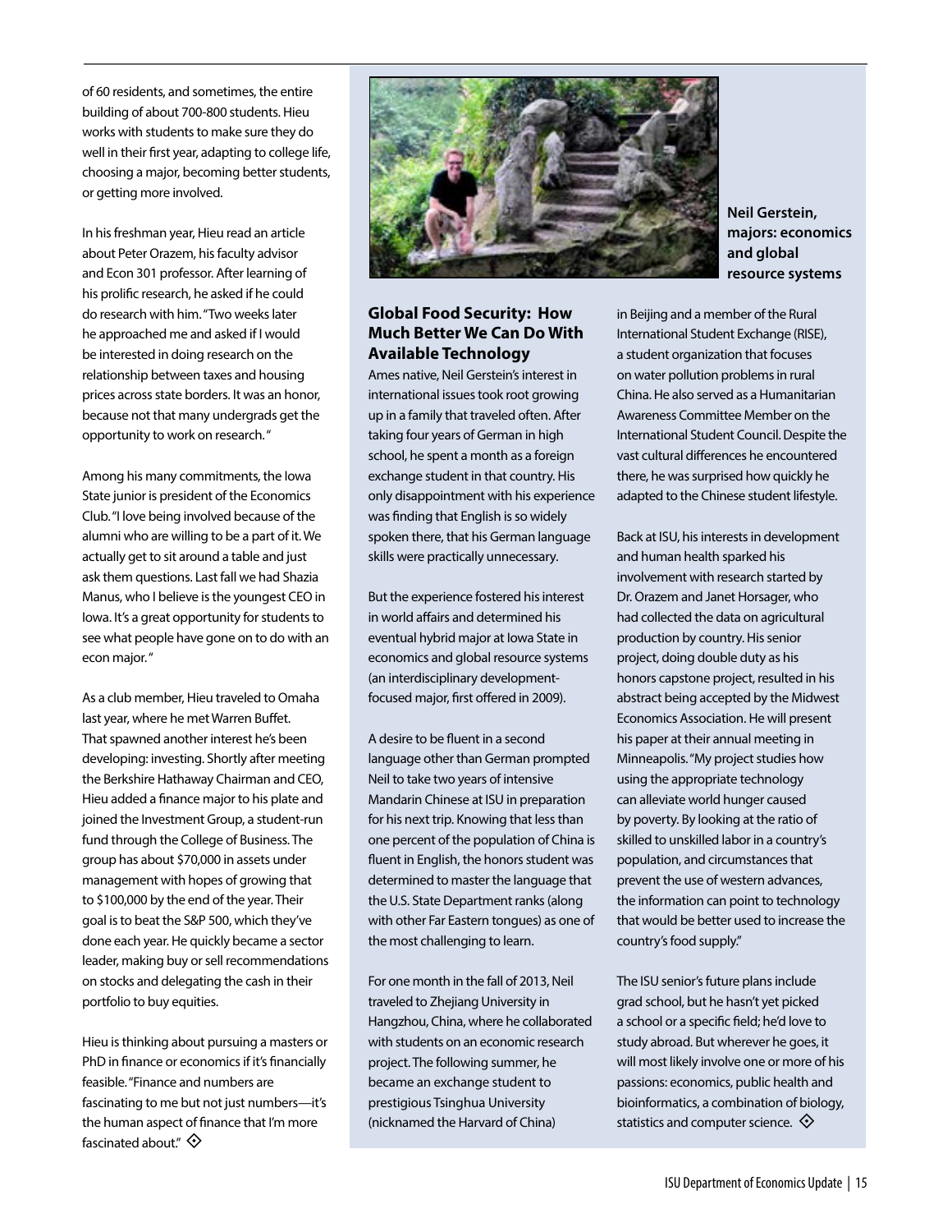of 60 residents, and sometimes, the entire building of about 700-800 students. Hieu works with students to make sure they do well in their first year, adapting to college life, choosing a major, becoming better students, or getting more involved.

In his freshman year, Hieu read an article about Peter Orazem, his faculty advisor and Econ 301 professor. After learning of his prolific research, he asked if he could do research with him. "Two weeks later he approached me and asked if I would be interested in doing research on the relationship between taxes and housing prices across state borders. It was an honor, because not that many undergrads get the opportunity to work on research."

Among his many commitments, the Iowa State junior is president of the Economics Club. "I love being involved because of the alumni who are willing to be a part of it. We actually get to sit around a table and just ask them questions. Last fall we had Shazia Manus, who I believe is the youngest CEO in Iowa. It's a great opportunity for students to see what people have gone on to do with an econ major."

As a club member, Hieu traveled to Omaha last year, where he met Warren Buffet. That spawned another interest he's been developing: investing. Shortly after meeting the Berkshire Hathaway Chairman and CEO, Hieu added a finance major to his plate and joined the Investment Group, a student-run fund through the College of Business. The group has about $70,000 in assets under management with hopes of growing that to $100,000 by the end of the year. Their goal is to beat the S&P 500, which they've done each year. He quickly became a sector leader, making buy or sell recommendations on stocks and delegating the cash in their portfolio to buy equities.

Hieu is thinking about pursuing a masters or PhD in finance or economics if it's financially feasible. "Finance and numbers are fascinating to me but not just numbers—it's the human aspect of finance that I'm more fascinated about." ◈

**Neil Gerstein, majors: economics and global resource systems**

### Global Food Security: How Much Better We Can Do With Available Technology

Ames native, Neil Gerstein's interest in international issues took root growing up in a family that traveled often. After taking four years of German in high school, he spent a month as a foreign exchange student in that country. His only disappointment with his experience was finding that English is so widely spoken there, that his German language skills were practically unnecessary.

But the experience fostered his interest in world affairs and determined his eventual hybrid major at Iowa State in economics and global resource systems (an interdisciplinary development-focused major, first offered in 2009).

A desire to be fluent in a second language other than German prompted Neil to take two years of intensive Mandarin Chinese at ISU in preparation for his next trip. Knowing that less than one percent of the population of China is fluent in English, the honors student was determined to master the language that the U.S. State Department ranks (along with other Far Eastern tongues) as one of the most challenging to learn.

For one month in the fall of 2013, Neil traveled to Zhejiang University in Hangzhou, China, where he collaborated with students on an economic research project. The following summer, he became an exchange student to prestigious Tsinghua University (nicknamed the Harvard of China) in Beijing and a member of the Rural International Student Exchange (RISE), a student organization that focuses on water pollution problems in rural China. He also served as a Humanitarian Awareness Committee Member on the International Student Council. Despite the vast cultural differences he encountered there, he was surprised how quickly he adapted to the Chinese student lifestyle.

Back at ISU, his interests in development and human health sparked his involvement with research started by Dr. Orazem and Janet Horsager, who had collected the data on agricultural production by country. His senior project, doing double duty as his honors capstone project, resulted in his abstract being accepted by the Midwest Economics Association. He will present his paper at their annual meeting in Minneapolis. "My project studies how using the appropriate technology can alleviate world hunger caused by poverty. By looking at the ratio of skilled to unskilled labor in a country's population, and circumstances that prevent the use of western advances, the information can point to technology that would be better used to increase the country's food supply."

The ISU senior's future plans include grad school, but he hasn't yet picked a school or a specific field; he'd love to study abroad. But wherever he goes, it will most likely involve one or more of his passions: economics, public health and bioinformatics, a combination of biology, statistics and computer science. ◈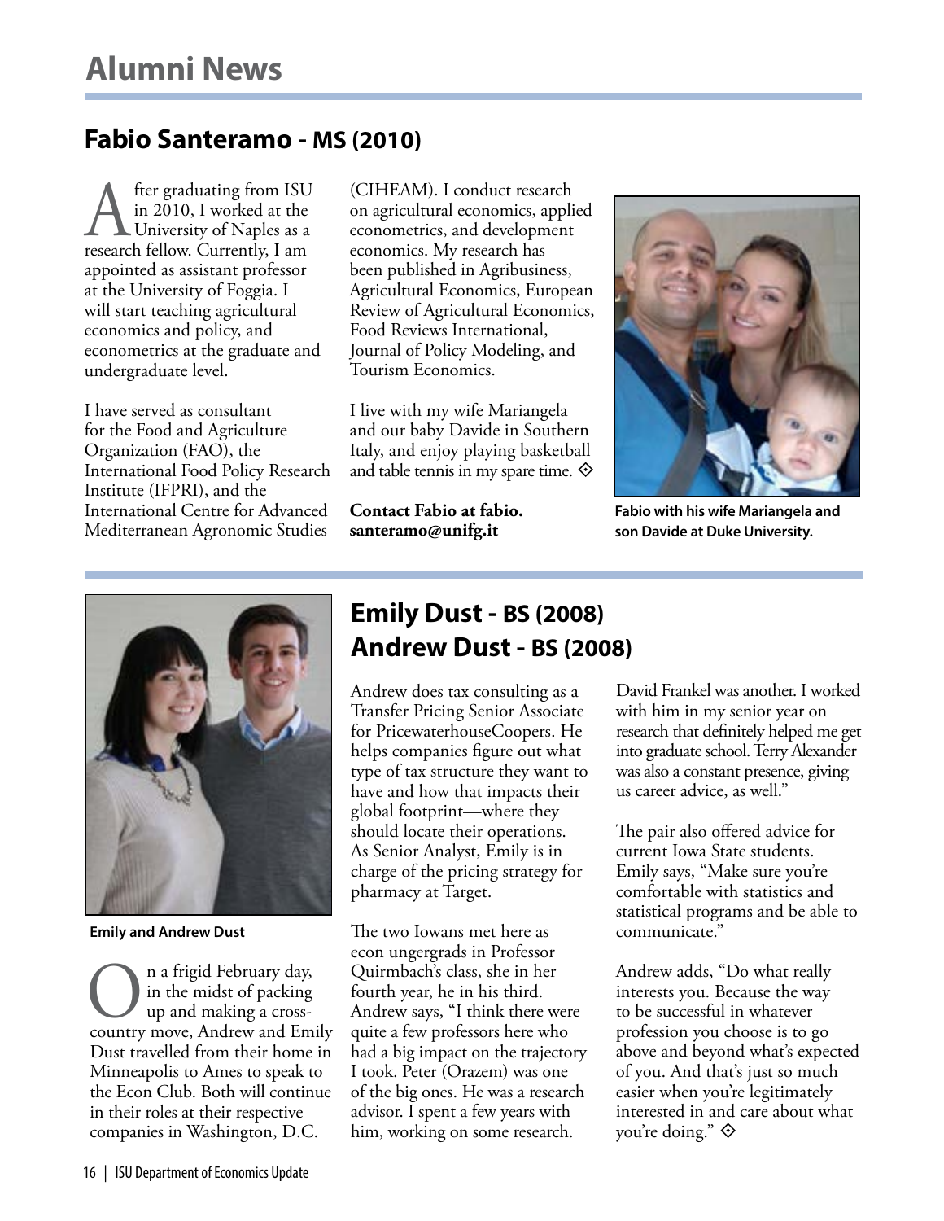# Alumni News

## Fabio Santeramo - MS (2010)

After graduating from ISU in 2010, I worked at the University of Naples as a research fellow. Currently, I am appointed as assistant professor at the University of Foggia. I will start teaching agricultural economics and policy, and econometrics at the graduate and undergraduate level.

I have served as consultant for the Food and Agriculture Organization (FAO), the International Food Policy Research Institute (IFPRI), and the International Centre for Advanced Mediterranean Agronomic Studies (CIHEAM). I conduct research on agricultural economics, applied econometrics, and development economics. My research has been published in Agribusiness, Agricultural Economics, European Review of Agricultural Economics, Food Reviews International, Journal of Policy Modeling, and Tourism Economics.

I live with my wife Mariangela and our baby Davide in Southern Italy, and enjoy playing basketball and table tennis in my spare time. ◈

**Contact Fabio at fabio.santeramo@unifg.it**

**Fabio with his wife Mariangela and son Davide at Duke University.**

## Emily Dust - BS (2008)
## Andrew Dust - BS (2008)

**Emily and Andrew Dust**

On a frigid February day, in the midst of packing up and making a cross-country move, Andrew and Emily Dust travelled from their home in Minneapolis to Ames to speak to the Econ Club. Both will continue in their roles at their respective companies in Washington, D.C.

Andrew does tax consulting as a Transfer Pricing Senior Associate for PricewaterhouseCoopers. He helps companies figure out what type of tax structure they want to have and how that impacts their global footprint—where they should locate their operations. As Senior Analyst, Emily is in charge of the pricing strategy for pharmacy at Target.

The two Iowans met here as econ ungergrads in Professor Quirmbach's class, she in her fourth year, he in his third. Andrew says, "I think there were quite a few professors here who had a big impact on the trajectory I took. Peter (Orazem) was one of the big ones. He was a research advisor. I spent a few years with him, working on some research. David Frankel was another. I worked with him in my senior year on research that definitely helped me get into graduate school. Terry Alexander was also a constant presence, giving us career advice, as well."

The pair also offered advice for current Iowa State students. Emily says, "Make sure you're comfortable with statistics and statistical programs and be able to communicate."

Andrew adds, "Do what really interests you. Because the way to be successful in whatever profession you choose is to go above and beyond what's expected of you. And that's just so much easier when you're legitimately interested in and care about what you're doing." ◈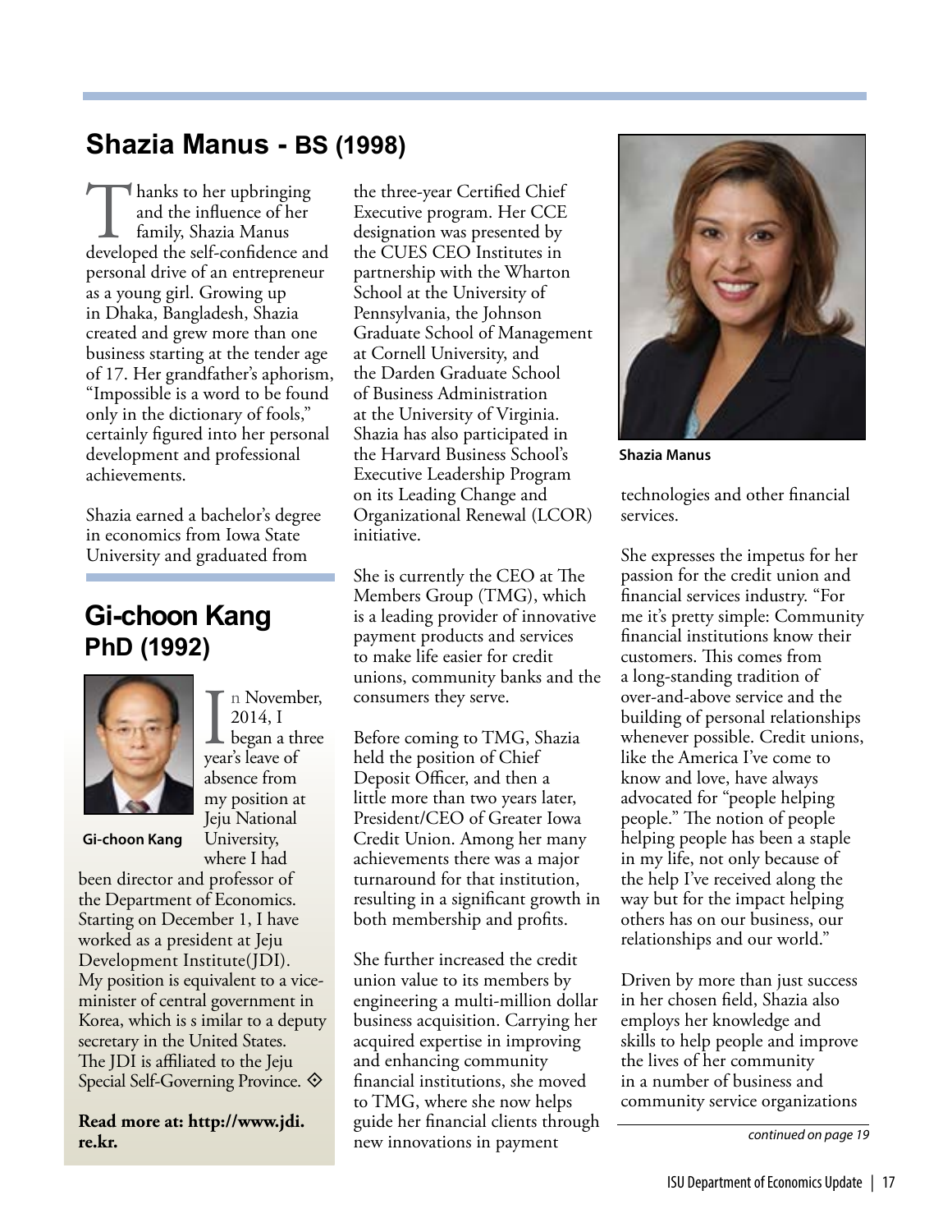## Shazia Manus - BS (1998)

Thanks to her upbringing and the influence of her family, Shazia Manus developed the self-confidence and personal drive of an entrepreneur as a young girl. Growing up in Dhaka, Bangladesh, Shazia created and grew more than one business starting at the tender age of 17. Her grandfather's aphorism, "Impossible is a word to be found only in the dictionary of fools," certainly figured into her personal development and professional achievements.

Shazia earned a bachelor's degree in economics from Iowa State University and graduated from the three-year Certified Chief Executive program. Her CCE designation was presented by the CUES CEO Institutes in partnership with the Wharton School at the University of Pennsylvania, the Johnson Graduate School of Management at Cornell University, and the Darden Graduate School of Business Administration at the University of Virginia. Shazia has also participated in the Harvard Business School's Executive Leadership Program on its Leading Change and Organizational Renewal (LCOR) initiative.

She is currently the CEO at The Members Group (TMG), which is a leading provider of innovative payment products and services to make life easier for credit unions, community banks and the consumers they serve.

Before coming to TMG, Shazia held the position of Chief Deposit Officer, and then a little more than two years later, President/CEO of Greater Iowa Credit Union. Among her many achievements there was a major turnaround for that institution, resulting in a significant growth in both membership and profits.

She further increased the credit union value to its members by engineering a multi-million dollar business acquisition. Carrying her acquired expertise in improving and enhancing community financial institutions, she moved to TMG, where she now helps guide her financial clients through new innovations in payment technologies and other financial services.

Shazia Manus

She expresses the impetus for her passion for the credit union and financial services industry. "For me it's pretty simple: Community financial institutions know their customers. This comes from a long-standing tradition of over-and-above service and the building of personal relationships whenever possible. Credit unions, like the America I've come to know and love, have always advocated for "people helping people." The notion of people helping people has been a staple in my life, not only because of the help I've received along the way but for the impact helping others has on our business, our relationships and our world."

Driven by more than just success in her chosen field, Shazia also employs her knowledge and skills to help people and improve the lives of her community in a number of business and community service organizations

*continued on page 19*

## Gi-choon Kang
### PhD (1992)

Gi-choon Kang

In November, 2014, I began a three year's leave of absence from my position at Jeju National University, where I had been director and professor of the Department of Economics. Starting on December 1, I have worked as a president at Jeju Development Institute(JDI). My position is equivalent to a vice-minister of central government in Korea, which is s imilar to a deputy secretary in the United States. The JDI is affiliated to the Jeju Special Self-Governing Province. ◇

**Read more at: http://www.jdi.re.kr.**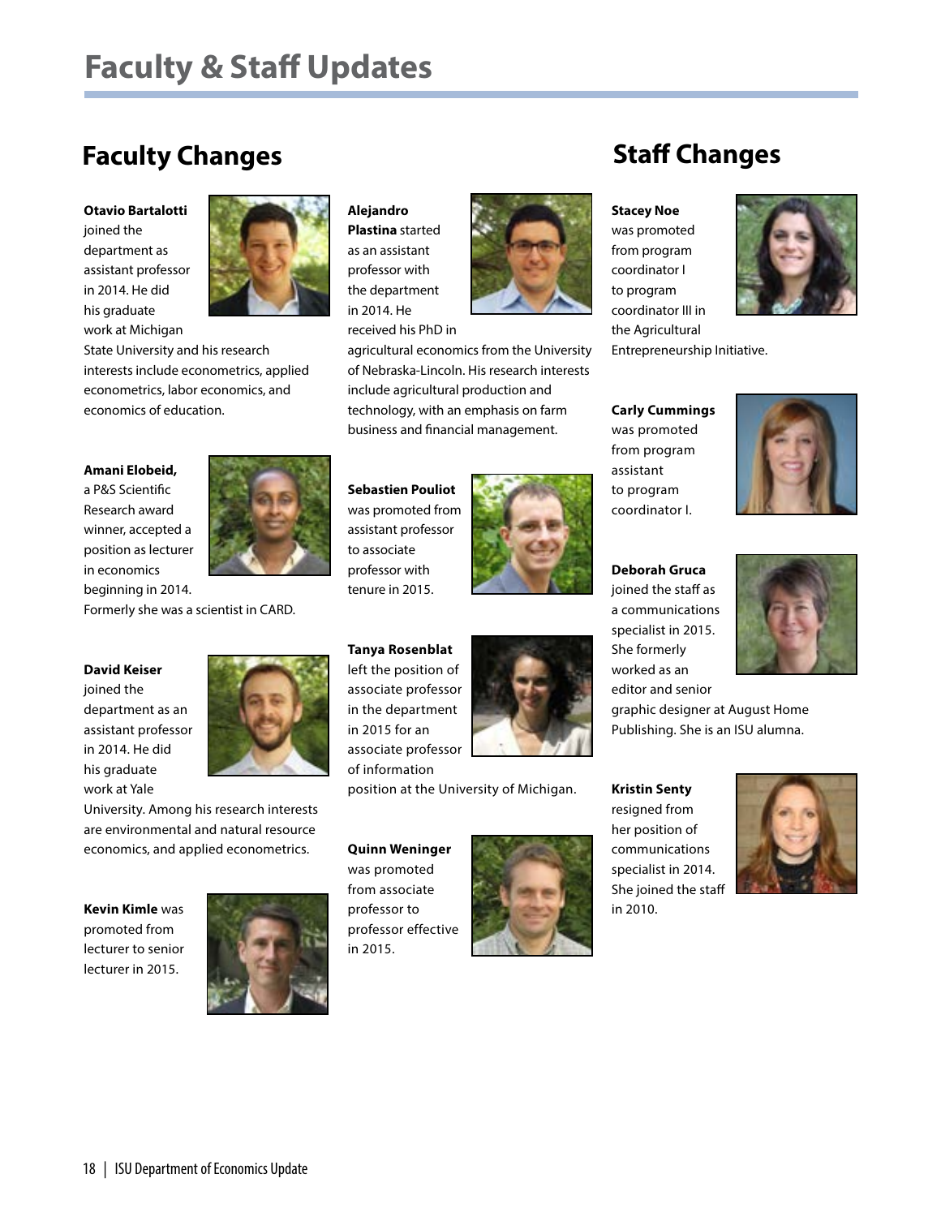# Faculty & Staff Updates

## Faculty Changes

**Otavio Bartalotti** joined the department as assistant professor in 2014. He did his graduate work at Michigan State University and his research interests include econometrics, applied econometrics, labor economics, and economics of education.

**Amani Elobeid,** a P&S Scientific Research award winner, accepted a position as lecturer in economics beginning in 2014. Formerly she was a scientist in CARD.

**David Keiser** joined the department as an assistant professor in 2014. He did his graduate work at Yale University. Among his research interests are environmental and natural resource economics, and applied econometrics.

**Kevin Kimle** was promoted from lecturer to senior lecturer in 2015.

**Alejandro Plastina** started as an assistant professor with the department in 2014. He received his PhD in agricultural economics from the University of Nebraska-Lincoln. His research interests include agricultural production and technology, with an emphasis on farm business and financial management.

**Sebastien Pouliot** was promoted from assistant professor to associate professor with tenure in 2015.

**Tanya Rosenblat** left the position of associate professor in the department in 2015 for an associate professor of information position at the University of Michigan.

**Quinn Weninger** was promoted from associate professor to professor effective in 2015.

## Staff Changes

**Stacey Noe** was promoted from program coordinator I to program coordinator III in the Agricultural Entrepreneurship Initiative.

**Carly Cummings** was promoted from program assistant to program coordinator I.

**Deborah Gruca** joined the staff as a communications specialist in 2015. She formerly worked as an editor and senior graphic designer at August Home Publishing. She is an ISU alumna.

**Kristin Senty** resigned from her position of communications specialist in 2014. She joined the staff in 2010.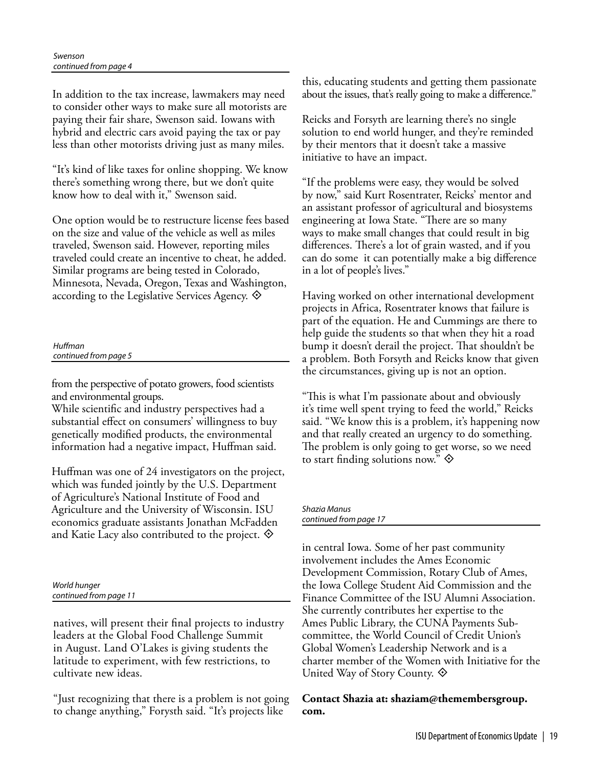*Swenson*
*continued from page 4*

In addition to the tax increase, lawmakers may need to consider other ways to make sure all motorists are paying their fair share, Swenson said. Iowans with hybrid and electric cars avoid paying the tax or pay less than other motorists driving just as many miles.

"It's kind of like taxes for online shopping. We know there's something wrong there, but we don't quite know how to deal with it," Swenson said.

One option would be to restructure license fees based on the size and value of the vehicle as well as miles traveled, Swenson said. However, reporting miles traveled could create an incentive to cheat, he added. Similar programs are being tested in Colorado, Minnesota, Nevada, Oregon, Texas and Washington, according to the Legislative Services Agency. ◈

*Huffman*
*continued from page 5*

from the perspective of potato growers, food scientists and environmental groups.

While scientific and industry perspectives had a substantial effect on consumers' willingness to buy genetically modified products, the environmental information had a negative impact, Huffman said.

Huffman was one of 24 investigators on the project, which was funded jointly by the U.S. Department of Agriculture's National Institute of Food and Agriculture and the University of Wisconsin. ISU economics graduate assistants Jonathan McFadden and Katie Lacy also contributed to the project. ◈

*World hunger*
*continued from page 11*

natives, will present their final projects to industry leaders at the Global Food Challenge Summit in August. Land O'Lakes is giving students the latitude to experiment, with few restrictions, to cultivate new ideas.

"Just recognizing that there is a problem is not going to change anything," Forysth said. "It's projects like this, educating students and getting them passionate about the issues, that's really going to make a difference."

Reicks and Forsyth are learning there's no single solution to end world hunger, and they're reminded by their mentors that it doesn't take a massive initiative to have an impact.

"If the problems were easy, they would be solved by now," said Kurt Rosentrater, Reicks' mentor and an assistant professor of agricultural and biosystems engineering at Iowa State. "There are so many ways to make small changes that could result in big differences. There's a lot of grain wasted, and if you can do some it can potentially make a big difference in a lot of people's lives."

Having worked on other international development projects in Africa, Rosentrater knows that failure is part of the equation. He and Cummings are there to help guide the students so that when they hit a road bump it doesn't derail the project. That shouldn't be a problem. Both Forsyth and Reicks know that given the circumstances, giving up is not an option.

"This is what I'm passionate about and obviously it's time well spent trying to feed the world," Reicks said. "We know this is a problem, it's happening now and that really created an urgency to do something. The problem is only going to get worse, so we need to start finding solutions now." ◈

*Shazia Manus*
*continued from page 17*

in central Iowa. Some of her past community involvement includes the Ames Economic Development Commission, Rotary Club of Ames, the Iowa College Student Aid Commission and the Finance Committee of the ISU Alumni Association. She currently contributes her expertise to the Ames Public Library, the CUNA Payments Sub-committee, the World Council of Credit Union's Global Women's Leadership Network and is a charter member of the Women with Initiative for the United Way of Story County. ◈

**Contact Shazia at: shaziam@themembersgroup.com.**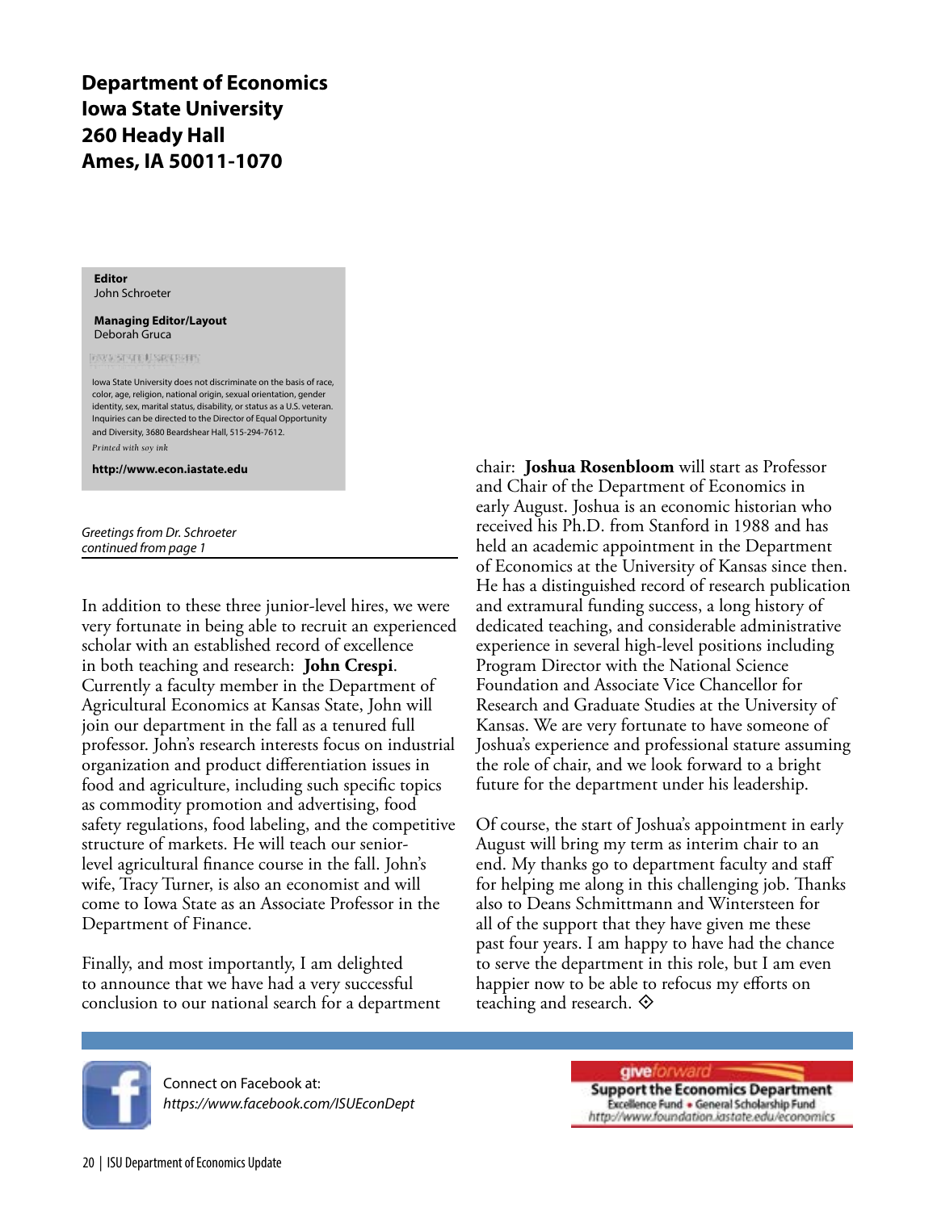**Department of Economics**
**Iowa State University**
**260 Heady Hall**
**Ames, IA 50011-1070**

**Editor**
John Schroeter

**Managing Editor/Layout**
Deborah Gruca

IOWA STATE UNIVERSITY

Iowa State University does not discriminate on the basis of race, color, age, religion, national origin, sexual orientation, gender identity, sex, marital status, disability, or status as a U.S. veteran. Inquiries can be directed to the Director of Equal Opportunity and Diversity, 3680 Beardshear Hall, 515-294-7612.

*Printed with soy ink*

**http://www.econ.iastate.edu**

*Greetings from Dr. Schroeter*
*continued from page 1*

In addition to these three junior-level hires, we were very fortunate in being able to recruit an experienced scholar with an established record of excellence in both teaching and research: **John Crespi**. Currently a faculty member in the Department of Agricultural Economics at Kansas State, John will join our department in the fall as a tenured full professor. John's research interests focus on industrial organization and product differentiation issues in food and agriculture, including such specific topics as commodity promotion and advertising, food safety regulations, food labeling, and the competitive structure of markets. He will teach our senior-level agricultural finance course in the fall. John's wife, Tracy Turner, is also an economist and will come to Iowa State as an Associate Professor in the Department of Finance.

Finally, and most importantly, I am delighted to announce that we have had a very successful conclusion to our national search for a department chair: **Joshua Rosenbloom** will start as Professor and Chair of the Department of Economics in early August. Joshua is an economic historian who received his Ph.D. from Stanford in 1988 and has held an academic appointment in the Department of Economics at the University of Kansas since then. He has a distinguished record of research publication and extramural funding success, a long history of dedicated teaching, and considerable administrative experience in several high-level positions including Program Director with the National Science Foundation and Associate Vice Chancellor for Research and Graduate Studies at the University of Kansas. We are very fortunate to have someone of Joshua's experience and professional stature assuming the role of chair, and we look forward to a bright future for the department under his leadership.

Of course, the start of Joshua's appointment in early August will bring my term as interim chair to an end. My thanks go to department faculty and staff for helping me along in this challenging job. Thanks also to Deans Schmittmann and Wintersteen for all of the support that they have given me these past four years. I am happy to have had the chance to serve the department in this role, but I am even happier now to be able to refocus my efforts on teaching and research. ◈

Connect on Facebook at:
*https://www.facebook.com/ISUEconDept*

giveforward
**Support the Economics Department**
Excellence Fund • General Scholarship Fund
*http://www.foundation.iastate.edu/economics*